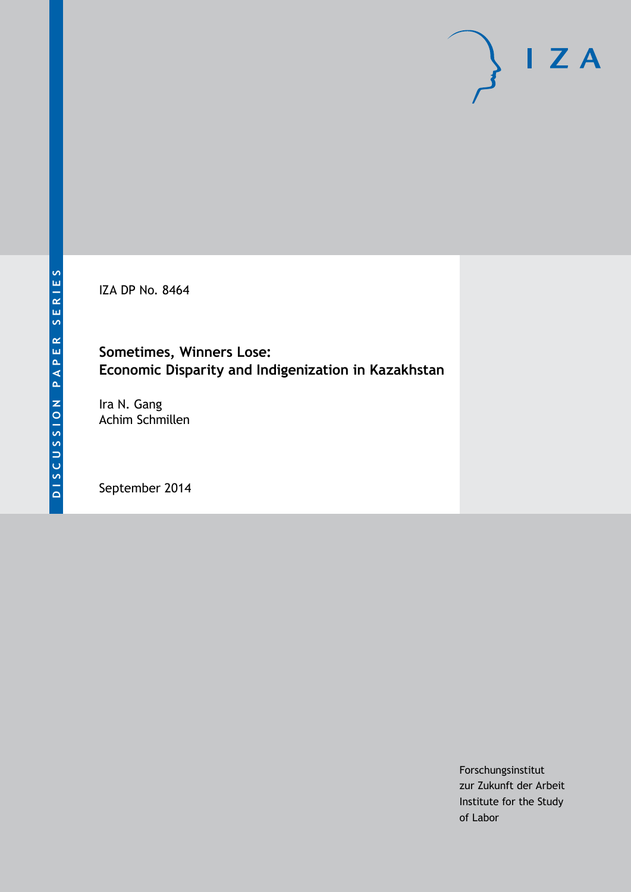DISCUSSION PAPER SERIES

IZA DP No. 8464

# Sometimes, Winners Lose: Economic Disparity and Indigenization in Kazakhstan

Ira N. Gang
Achim Schmillen

September 2014

Forschungsinstitut
zur Zukunft der Arbeit
Institute for the Study
of Labor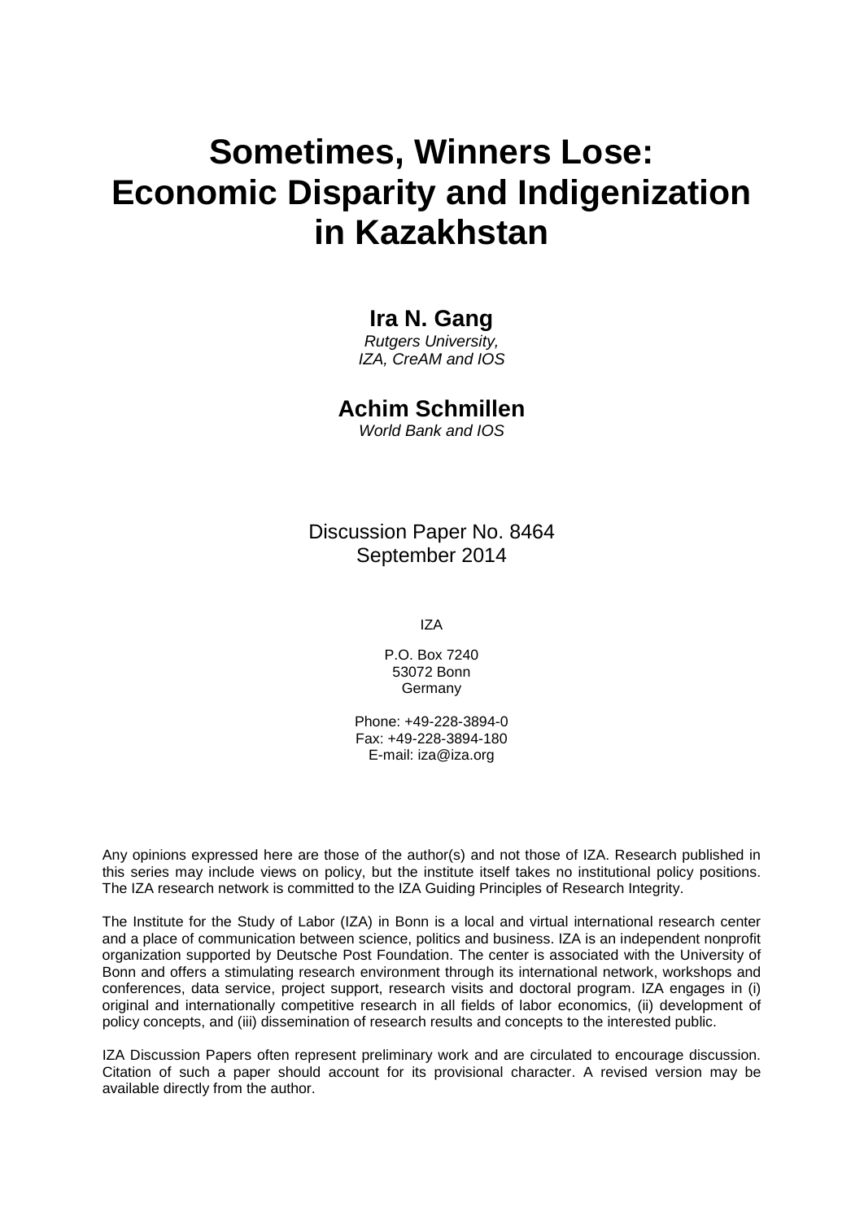# Sometimes, Winners Lose: Economic Disparity and Indigenization in Kazakhstan

**Ira N. Gang**

*Rutgers University, IZA, CreAM and IOS*

**Achim Schmillen**

*World Bank and IOS*

Discussion Paper No. 8464
September 2014

IZA

P.O. Box 7240
53072 Bonn
Germany

Phone: +49-228-3894-0
Fax: +49-228-3894-180
E-mail: iza@iza.org

Any opinions expressed here are those of the author(s) and not those of IZA. Research published in this series may include views on policy, but the institute itself takes no institutional policy positions. The IZA research network is committed to the IZA Guiding Principles of Research Integrity.

The Institute for the Study of Labor (IZA) in Bonn is a local and virtual international research center and a place of communication between science, politics and business. IZA is an independent nonprofit organization supported by Deutsche Post Foundation. The center is associated with the University of Bonn and offers a stimulating research environment through its international network, workshops and conferences, data service, project support, research visits and doctoral program. IZA engages in (i) original and internationally competitive research in all fields of labor economics, (ii) development of policy concepts, and (iii) dissemination of research results and concepts to the interested public.

IZA Discussion Papers often represent preliminary work and are circulated to encourage discussion. Citation of such a paper should account for its provisional character. A revised version may be available directly from the author.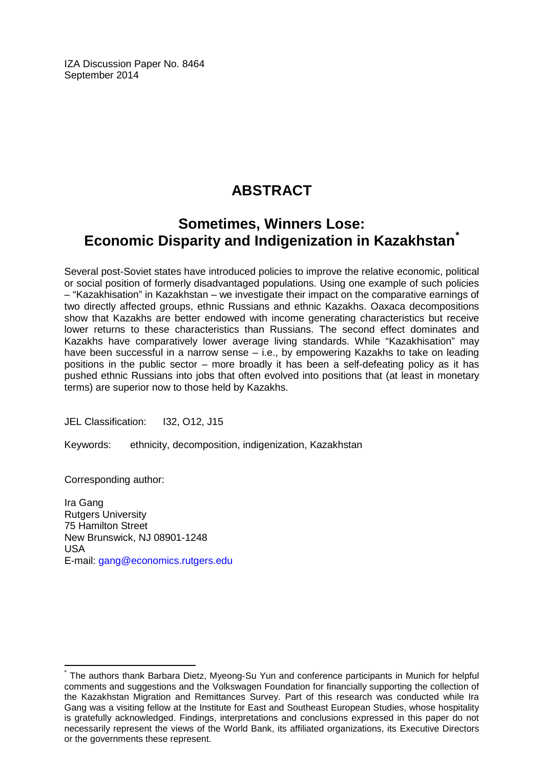IZA Discussion Paper No. 8464
September 2014

# ABSTRACT

## Sometimes, Winners Lose: Economic Disparity and Indigenization in Kazakhstan[*]

Several post-Soviet states have introduced policies to improve the relative economic, political or social position of formerly disadvantaged populations. Using one example of such policies – "Kazakhisation" in Kazakhstan – we investigate their impact on the comparative earnings of two directly affected groups, ethnic Russians and ethnic Kazakhs. Oaxaca decompositions show that Kazakhs are better endowed with income generating characteristics but receive lower returns to these characteristics than Russians. The second effect dominates and Kazakhs have comparatively lower average living standards. While "Kazakhisation" may have been successful in a narrow sense – i.e., by empowering Kazakhs to take on leading positions in the public sector – more broadly it has been a self-defeating policy as it has pushed ethnic Russians into jobs that often evolved into positions that (at least in monetary terms) are superior now to those held by Kazakhs.

JEL Classification: I32, O12, J15

Keywords: ethnicity, decomposition, indigenization, Kazakhstan

Corresponding author:

Ira Gang
Rutgers University
75 Hamilton Street
New Brunswick, NJ 08901-1248
USA
E-mail: gang@economics.rutgers.edu

[*] The authors thank Barbara Dietz, Myeong-Su Yun and conference participants in Munich for helpful comments and suggestions and the Volkswagen Foundation for financially supporting the collection of the Kazakhstan Migration and Remittances Survey. Part of this research was conducted while Ira Gang was a visiting fellow at the Institute for East and Southeast European Studies, whose hospitality is gratefully acknowledged. Findings, interpretations and conclusions expressed in this paper do not necessarily represent the views of the World Bank, its affiliated organizations, its Executive Directors or the governments these represent.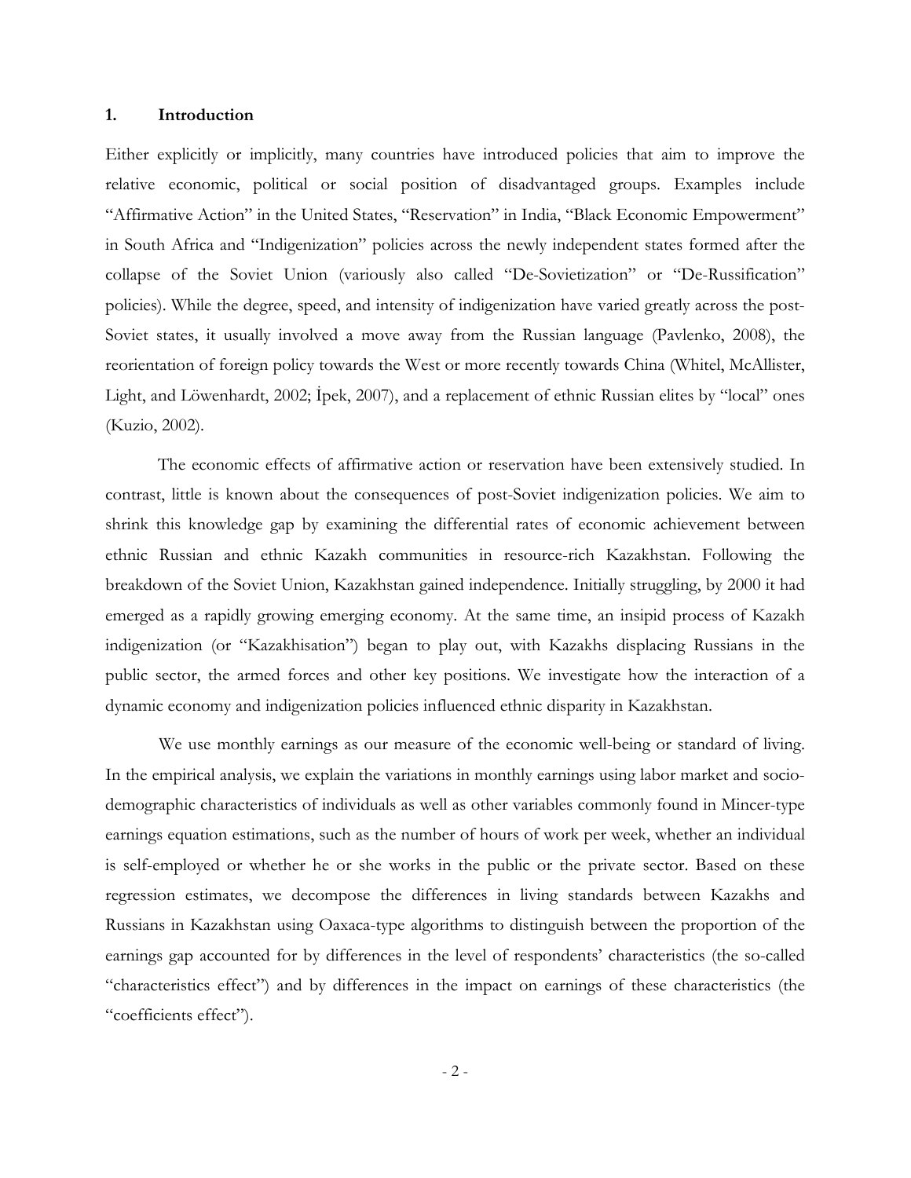## 1. Introduction

Either explicitly or implicitly, many countries have introduced policies that aim to improve the relative economic, political or social position of disadvantaged groups. Examples include "Affirmative Action" in the United States, "Reservation" in India, "Black Economic Empowerment" in South Africa and "Indigenization" policies across the newly independent states formed after the collapse of the Soviet Union (variously also called "De-Sovietization" or "De-Russification" policies). While the degree, speed, and intensity of indigenization have varied greatly across the post-Soviet states, it usually involved a move away from the Russian language (Pavlenko, 2008), the reorientation of foreign policy towards the West or more recently towards China (Whitel, McAllister, Light, and Löwenhardt, 2002; İpek, 2007), and a replacement of ethnic Russian elites by "local" ones (Kuzio, 2002).

The economic effects of affirmative action or reservation have been extensively studied. In contrast, little is known about the consequences of post-Soviet indigenization policies. We aim to shrink this knowledge gap by examining the differential rates of economic achievement between ethnic Russian and ethnic Kazakh communities in resource-rich Kazakhstan. Following the breakdown of the Soviet Union, Kazakhstan gained independence. Initially struggling, by 2000 it had emerged as a rapidly growing emerging economy. At the same time, an insipid process of Kazakh indigenization (or "Kazakhisation") began to play out, with Kazakhs displacing Russians in the public sector, the armed forces and other key positions. We investigate how the interaction of a dynamic economy and indigenization policies influenced ethnic disparity in Kazakhstan.

We use monthly earnings as our measure of the economic well-being or standard of living. In the empirical analysis, we explain the variations in monthly earnings using labor market and socio-demographic characteristics of individuals as well as other variables commonly found in Mincer-type earnings equation estimations, such as the number of hours of work per week, whether an individual is self-employed or whether he or she works in the public or the private sector. Based on these regression estimates, we decompose the differences in living standards between Kazakhs and Russians in Kazakhstan using Oaxaca-type algorithms to distinguish between the proportion of the earnings gap accounted for by differences in the level of respondents' characteristics (the so-called "characteristics effect") and by differences in the impact on earnings of these characteristics (the "coefficients effect").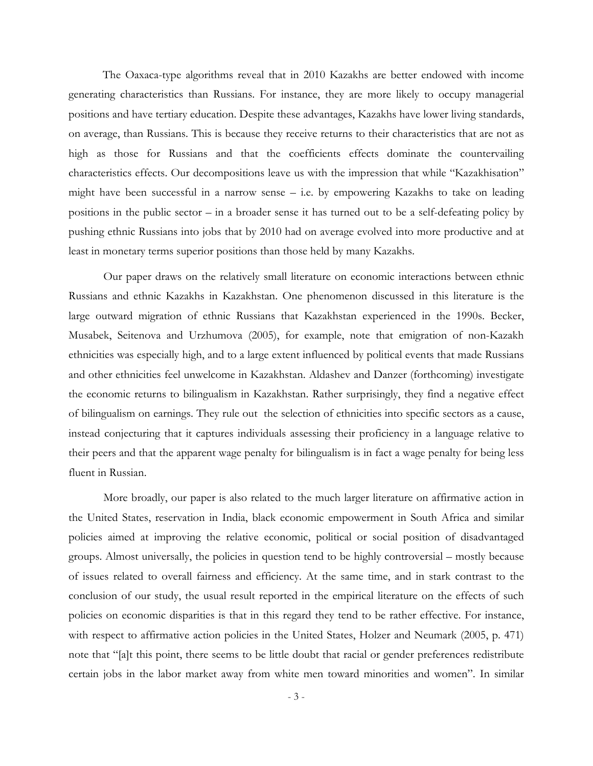The Oaxaca-type algorithms reveal that in 2010 Kazakhs are better endowed with income generating characteristics than Russians. For instance, they are more likely to occupy managerial positions and have tertiary education. Despite these advantages, Kazakhs have lower living standards, on average, than Russians. This is because they receive returns to their characteristics that are not as high as those for Russians and that the coefficients effects dominate the countervailing characteristics effects. Our decompositions leave us with the impression that while "Kazakhisation" might have been successful in a narrow sense – i.e. by empowering Kazakhs to take on leading positions in the public sector – in a broader sense it has turned out to be a self-defeating policy by pushing ethnic Russians into jobs that by 2010 had on average evolved into more productive and at least in monetary terms superior positions than those held by many Kazakhs.

Our paper draws on the relatively small literature on economic interactions between ethnic Russians and ethnic Kazakhs in Kazakhstan. One phenomenon discussed in this literature is the large outward migration of ethnic Russians that Kazakhstan experienced in the 1990s. Becker, Musabek, Seitenova and Urzhumova (2005), for example, note that emigration of non-Kazakh ethnicities was especially high, and to a large extent influenced by political events that made Russians and other ethnicities feel unwelcome in Kazakhstan. Aldashev and Danzer (forthcoming) investigate the economic returns to bilingualism in Kazakhstan. Rather surprisingly, they find a negative effect of bilingualism on earnings. They rule out the selection of ethnicities into specific sectors as a cause, instead conjecturing that it captures individuals assessing their proficiency in a language relative to their peers and that the apparent wage penalty for bilingualism is in fact a wage penalty for being less fluent in Russian.

More broadly, our paper is also related to the much larger literature on affirmative action in the United States, reservation in India, black economic empowerment in South Africa and similar policies aimed at improving the relative economic, political or social position of disadvantaged groups. Almost universally, the policies in question tend to be highly controversial – mostly because of issues related to overall fairness and efficiency. At the same time, and in stark contrast to the conclusion of our study, the usual result reported in the empirical literature on the effects of such policies on economic disparities is that in this regard they tend to be rather effective. For instance, with respect to affirmative action policies in the United States, Holzer and Neumark (2005, p. 471) note that "[a]t this point, there seems to be little doubt that racial or gender preferences redistribute certain jobs in the labor market away from white men toward minorities and women". In similar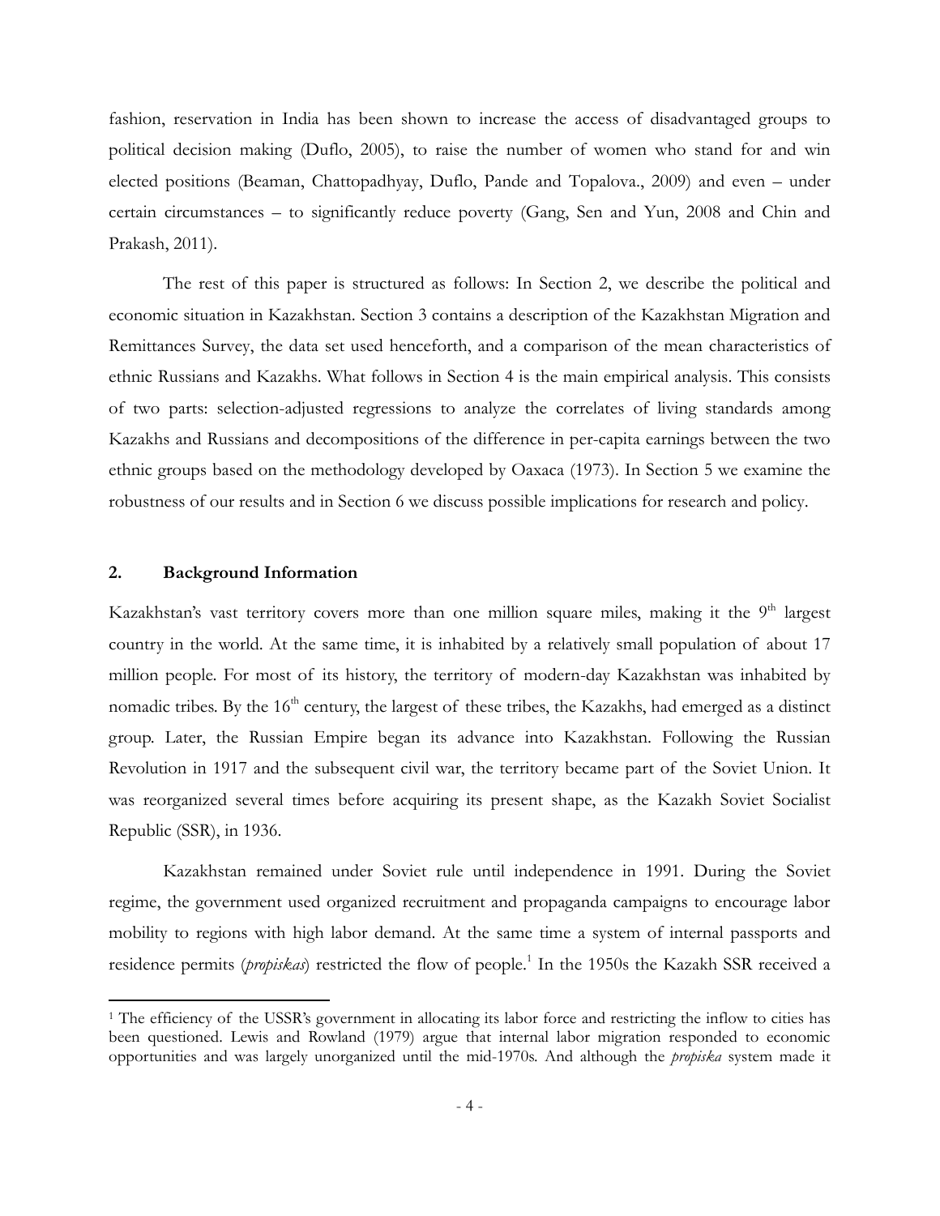fashion, reservation in India has been shown to increase the access of disadvantaged groups to political decision making (Duflo, 2005), to raise the number of women who stand for and win elected positions (Beaman, Chattopadhyay, Duflo, Pande and Topalova., 2009) and even – under certain circumstances – to significantly reduce poverty (Gang, Sen and Yun, 2008 and Chin and Prakash, 2011).

The rest of this paper is structured as follows: In Section 2, we describe the political and economic situation in Kazakhstan. Section 3 contains a description of the Kazakhstan Migration and Remittances Survey, the data set used henceforth, and a comparison of the mean characteristics of ethnic Russians and Kazakhs. What follows in Section 4 is the main empirical analysis. This consists of two parts: selection-adjusted regressions to analyze the correlates of living standards among Kazakhs and Russians and decompositions of the difference in per-capita earnings between the two ethnic groups based on the methodology developed by Oaxaca (1973). In Section 5 we examine the robustness of our results and in Section 6 we discuss possible implications for research and policy.

## 2. Background Information

Kazakhstan's vast territory covers more than one million square miles, making it the 9th largest country in the world. At the same time, it is inhabited by a relatively small population of about 17 million people. For most of its history, the territory of modern-day Kazakhstan was inhabited by nomadic tribes. By the 16th century, the largest of these tribes, the Kazakhs, had emerged as a distinct group. Later, the Russian Empire began its advance into Kazakhstan. Following the Russian Revolution in 1917 and the subsequent civil war, the territory became part of the Soviet Union. It was reorganized several times before acquiring its present shape, as the Kazakh Soviet Socialist Republic (SSR), in 1936.

Kazakhstan remained under Soviet rule until independence in 1991. During the Soviet regime, the government used organized recruitment and propaganda campaigns to encourage labor mobility to regions with high labor demand. At the same time a system of internal passports and residence permits (*propiskas*) restricted the flow of people.[1] In the 1950s the Kazakh SSR received a

[1] The efficiency of the USSR's government in allocating its labor force and restricting the inflow to cities has been questioned. Lewis and Rowland (1979) argue that internal labor migration responded to economic opportunities and was largely unorganized until the mid-1970s. And although the *propiska* system made it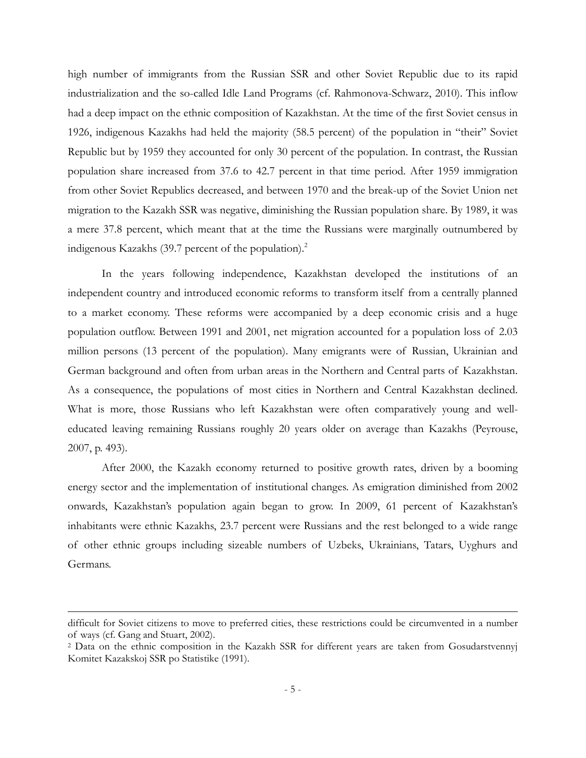high number of immigrants from the Russian SSR and other Soviet Republic due to its rapid industrialization and the so-called Idle Land Programs (cf. Rahmonova-Schwarz, 2010). This inflow had a deep impact on the ethnic composition of Kazakhstan. At the time of the first Soviet census in 1926, indigenous Kazakhs had held the majority (58.5 percent) of the population in "their" Soviet Republic but by 1959 they accounted for only 30 percent of the population. In contrast, the Russian population share increased from 37.6 to 42.7 percent in that time period. After 1959 immigration from other Soviet Republics decreased, and between 1970 and the break-up of the Soviet Union net migration to the Kazakh SSR was negative, diminishing the Russian population share. By 1989, it was a mere 37.8 percent, which meant that at the time the Russians were marginally outnumbered by indigenous Kazakhs (39.7 percent of the population).[2]

In the years following independence, Kazakhstan developed the institutions of an independent country and introduced economic reforms to transform itself from a centrally planned to a market economy. These reforms were accompanied by a deep economic crisis and a huge population outflow. Between 1991 and 2001, net migration accounted for a population loss of 2.03 million persons (13 percent of the population). Many emigrants were of Russian, Ukrainian and German background and often from urban areas in the Northern and Central parts of Kazakhstan. As a consequence, the populations of most cities in Northern and Central Kazakhstan declined. What is more, those Russians who left Kazakhstan were often comparatively young and well-educated leaving remaining Russians roughly 20 years older on average than Kazakhs (Peyrouse, 2007, p. 493).

After 2000, the Kazakh economy returned to positive growth rates, driven by a booming energy sector and the implementation of institutional changes. As emigration diminished from 2002 onwards, Kazakhstan's population again began to grow. In 2009, 61 percent of Kazakhstan's inhabitants were ethnic Kazakhs, 23.7 percent were Russians and the rest belonged to a wide range of other ethnic groups including sizeable numbers of Uzbeks, Ukrainians, Tatars, Uyghurs and Germans.

---

difficult for Soviet citizens to move to preferred cities, these restrictions could be circumvented in a number of ways (cf. Gang and Stuart, 2002).

[2] Data on the ethnic composition in the Kazakh SSR for different years are taken from Gosudarstvennyj Komitet Kazakskoj SSR po Statistike (1991).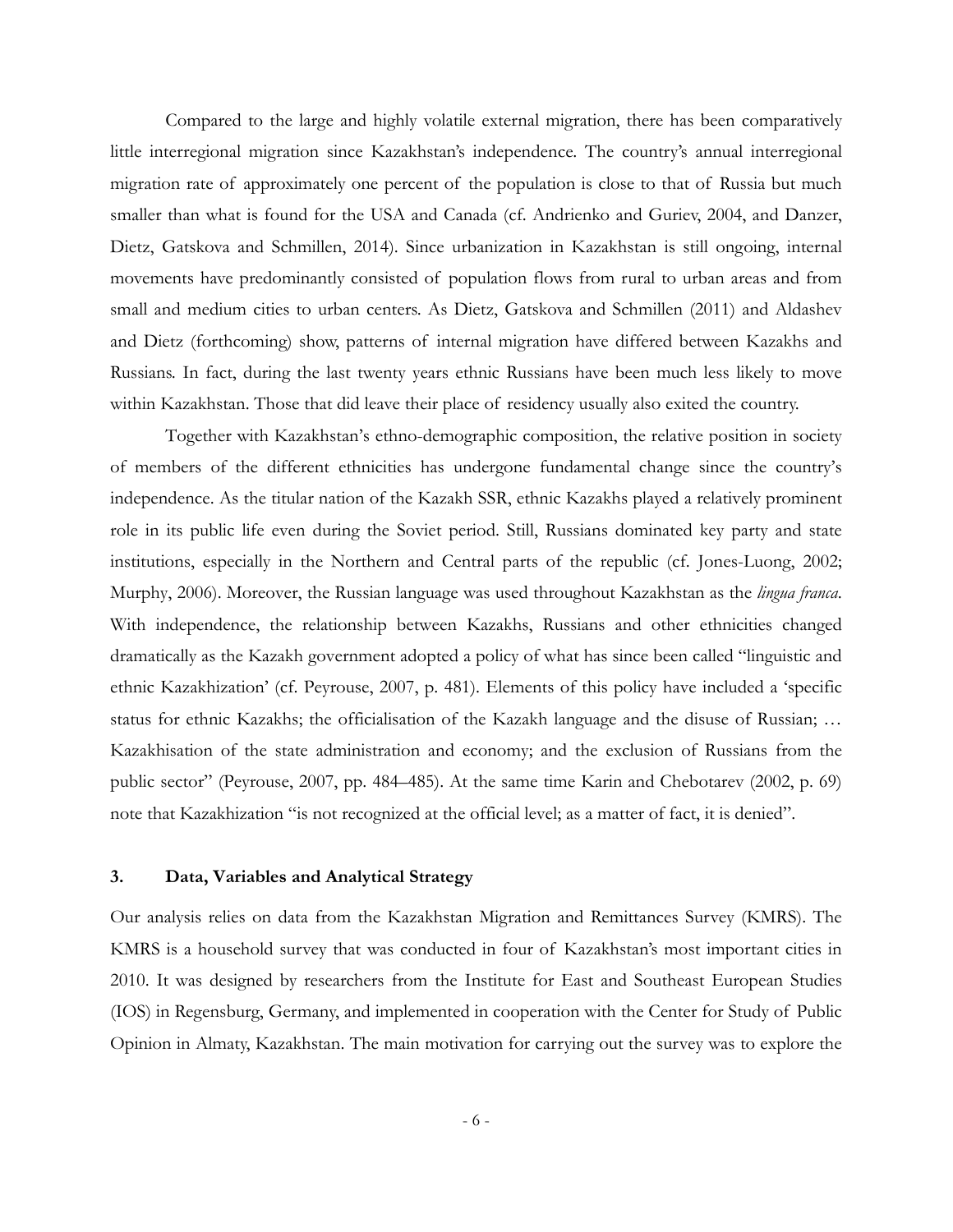Compared to the large and highly volatile external migration, there has been comparatively little interregional migration since Kazakhstan's independence. The country's annual interregional migration rate of approximately one percent of the population is close to that of Russia but much smaller than what is found for the USA and Canada (cf. Andrienko and Guriev, 2004, and Danzer, Dietz, Gatskova and Schmillen, 2014). Since urbanization in Kazakhstan is still ongoing, internal movements have predominantly consisted of population flows from rural to urban areas and from small and medium cities to urban centers. As Dietz, Gatskova and Schmillen (2011) and Aldashev and Dietz (forthcoming) show, patterns of internal migration have differed between Kazakhs and Russians. In fact, during the last twenty years ethnic Russians have been much less likely to move within Kazakhstan. Those that did leave their place of residency usually also exited the country.

Together with Kazakhstan's ethno-demographic composition, the relative position in society of members of the different ethnicities has undergone fundamental change since the country's independence. As the titular nation of the Kazakh SSR, ethnic Kazakhs played a relatively prominent role in its public life even during the Soviet period. Still, Russians dominated key party and state institutions, especially in the Northern and Central parts of the republic (cf. Jones-Luong, 2002; Murphy, 2006). Moreover, the Russian language was used throughout Kazakhstan as the *lingua franca*. With independence, the relationship between Kazakhs, Russians and other ethnicities changed dramatically as the Kazakh government adopted a policy of what has since been called "linguistic and ethnic Kazakhization' (cf. Peyrouse, 2007, p. 481). Elements of this policy have included a 'specific status for ethnic Kazakhs; the officialisation of the Kazakh language and the disuse of Russian; … Kazakhisation of the state administration and economy; and the exclusion of Russians from the public sector" (Peyrouse, 2007, pp. 484–485). At the same time Karin and Chebotarev (2002, p. 69) note that Kazakhization "is not recognized at the official level; as a matter of fact, it is denied".

## 3. Data, Variables and Analytical Strategy

Our analysis relies on data from the Kazakhstan Migration and Remittances Survey (KMRS). The KMRS is a household survey that was conducted in four of Kazakhstan's most important cities in 2010. It was designed by researchers from the Institute for East and Southeast European Studies (IOS) in Regensburg, Germany, and implemented in cooperation with the Center for Study of Public Opinion in Almaty, Kazakhstan. The main motivation for carrying out the survey was to explore the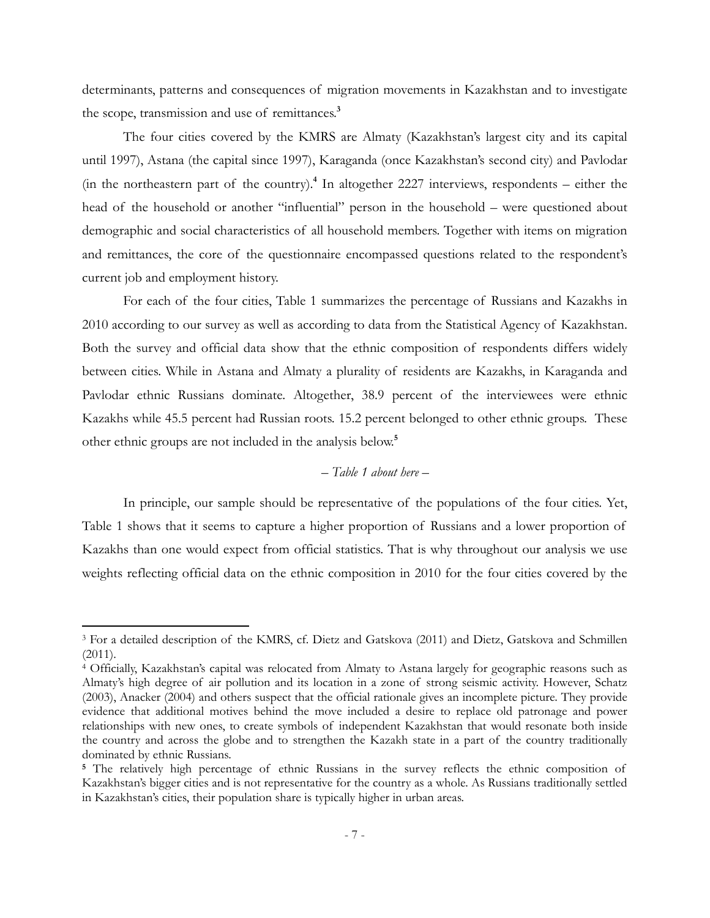determinants, patterns and consequences of migration movements in Kazakhstan and to investigate the scope, transmission and use of remittances.[3]

The four cities covered by the KMRS are Almaty (Kazakhstan's largest city and its capital until 1997), Astana (the capital since 1997), Karaganda (once Kazakhstan's second city) and Pavlodar (in the northeastern part of the country).[4] In altogether 2227 interviews, respondents – either the head of the household or another "influential" person in the household – were questioned about demographic and social characteristics of all household members. Together with items on migration and remittances, the core of the questionnaire encompassed questions related to the respondent's current job and employment history.

For each of the four cities, Table 1 summarizes the percentage of Russians and Kazakhs in 2010 according to our survey as well as according to data from the Statistical Agency of Kazakhstan. Both the survey and official data show that the ethnic composition of respondents differs widely between cities. While in Astana and Almaty a plurality of residents are Kazakhs, in Karaganda and Pavlodar ethnic Russians dominate. Altogether, 38.9 percent of the interviewees were ethnic Kazakhs while 45.5 percent had Russian roots. 15.2 percent belonged to other ethnic groups. These other ethnic groups are not included in the analysis below.[5]

*– Table 1 about here –*

In principle, our sample should be representative of the populations of the four cities. Yet, Table 1 shows that it seems to capture a higher proportion of Russians and a lower proportion of Kazakhs than one would expect from official statistics. That is why throughout our analysis we use weights reflecting official data on the ethnic composition in 2010 for the four cities covered by the

---

[3] For a detailed description of the KMRS, cf. Dietz and Gatskova (2011) and Dietz, Gatskova and Schmillen (2011).

[4] Officially, Kazakhstan's capital was relocated from Almaty to Astana largely for geographic reasons such as Almaty's high degree of air pollution and its location in a zone of strong seismic activity. However, Schatz (2003), Anacker (2004) and others suspect that the official rationale gives an incomplete picture. They provide evidence that additional motives behind the move included a desire to replace old patronage and power relationships with new ones, to create symbols of independent Kazakhstan that would resonate both inside the country and across the globe and to strengthen the Kazakh state in a part of the country traditionally dominated by ethnic Russians.

[5] The relatively high percentage of ethnic Russians in the survey reflects the ethnic composition of Kazakhstan's bigger cities and is not representative for the country as a whole. As Russians traditionally settled in Kazakhstan's cities, their population share is typically higher in urban areas.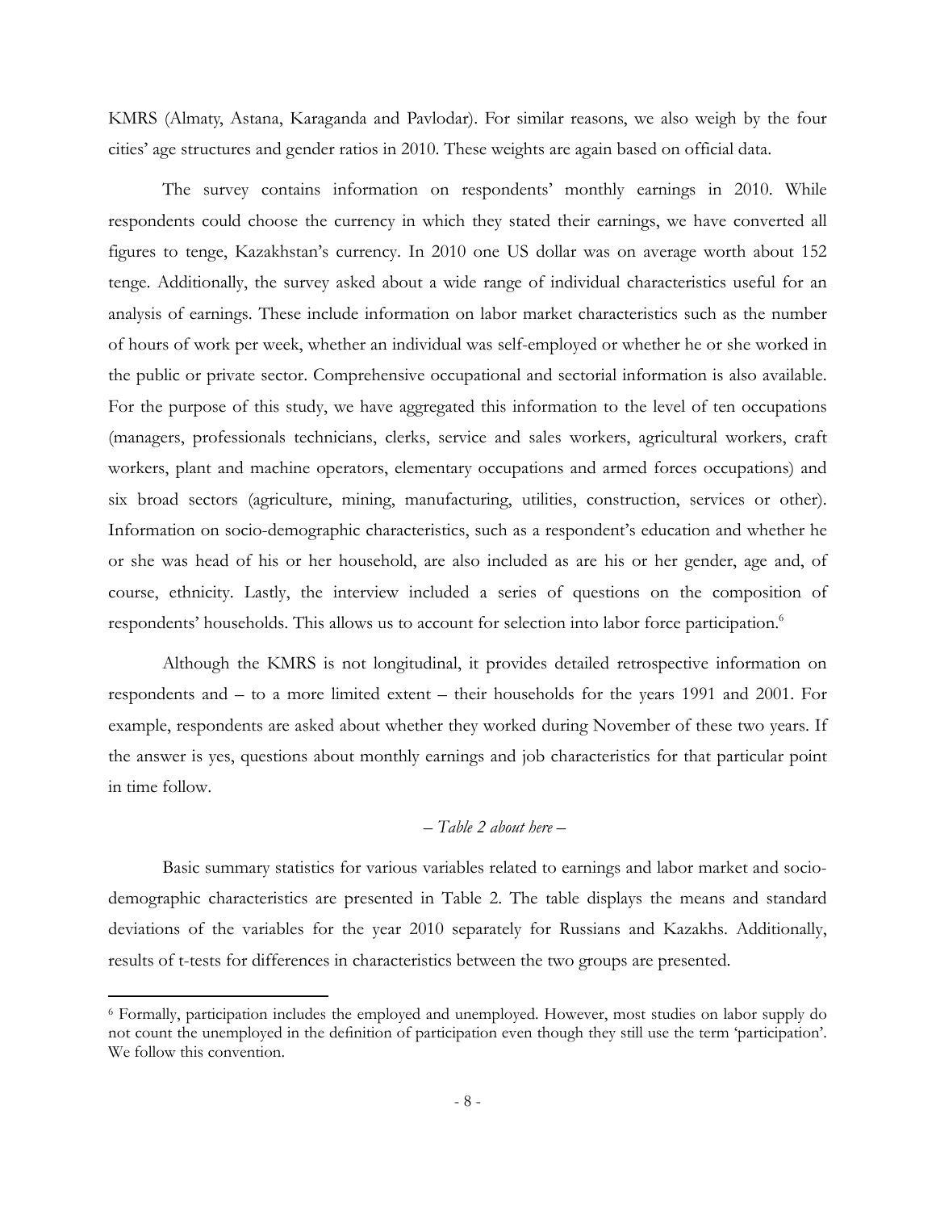KMRS (Almaty, Astana, Karaganda and Pavlodar). For similar reasons, we also weigh by the four cities' age structures and gender ratios in 2010. These weights are again based on official data.

The survey contains information on respondents' monthly earnings in 2010. While respondents could choose the currency in which they stated their earnings, we have converted all figures to tenge, Kazakhstan's currency. In 2010 one US dollar was on average worth about 152 tenge. Additionally, the survey asked about a wide range of individual characteristics useful for an analysis of earnings. These include information on labor market characteristics such as the number of hours of work per week, whether an individual was self-employed or whether he or she worked in the public or private sector. Comprehensive occupational and sectorial information is also available. For the purpose of this study, we have aggregated this information to the level of ten occupations (managers, professionals technicians, clerks, service and sales workers, agricultural workers, craft workers, plant and machine operators, elementary occupations and armed forces occupations) and six broad sectors (agriculture, mining, manufacturing, utilities, construction, services or other). Information on socio-demographic characteristics, such as a respondent's education and whether he or she was head of his or her household, are also included as are his or her gender, age and, of course, ethnicity. Lastly, the interview included a series of questions on the composition of respondents' households. This allows us to account for selection into labor force participation.[6]

Although the KMRS is not longitudinal, it provides detailed retrospective information on respondents and – to a more limited extent – their households for the years 1991 and 2001. For example, respondents are asked about whether they worked during November of these two years. If the answer is yes, questions about monthly earnings and job characteristics for that particular point in time follow.

*– Table 2 about here –*

Basic summary statistics for various variables related to earnings and labor market and socio-demographic characteristics are presented in Table 2. The table displays the means and standard deviations of the variables for the year 2010 separately for Russians and Kazakhs. Additionally, results of t-tests for differences in characteristics between the two groups are presented.

[6] Formally, participation includes the employed and unemployed. However, most studies on labor supply do not count the unemployed in the definition of participation even though they still use the term 'participation'. We follow this convention.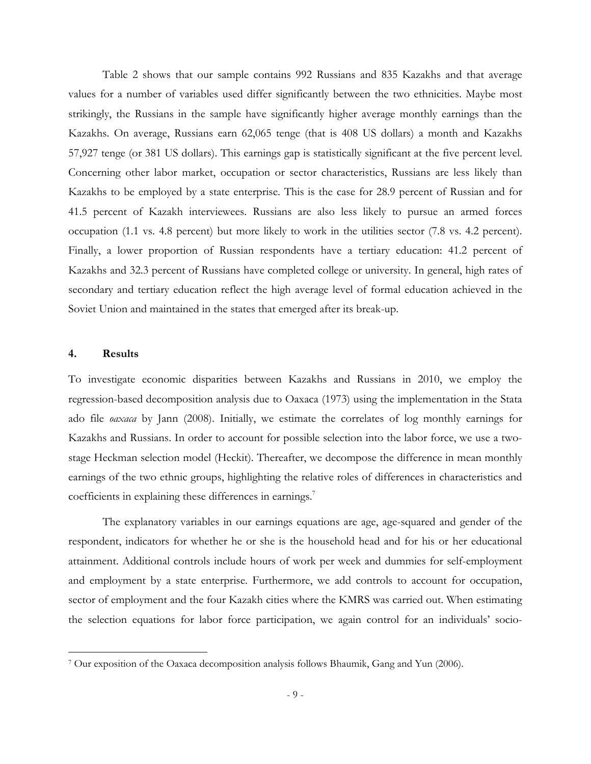Table 2 shows that our sample contains 992 Russians and 835 Kazakhs and that average values for a number of variables used differ significantly between the two ethnicities. Maybe most strikingly, the Russians in the sample have significantly higher average monthly earnings than the Kazakhs. On average, Russians earn 62,065 tenge (that is 408 US dollars) a month and Kazakhs 57,927 tenge (or 381 US dollars). This earnings gap is statistically significant at the five percent level. Concerning other labor market, occupation or sector characteristics, Russians are less likely than Kazakhs to be employed by a state enterprise. This is the case for 28.9 percent of Russian and for 41.5 percent of Kazakh interviewees. Russians are also less likely to pursue an armed forces occupation (1.1 vs. 4.8 percent) but more likely to work in the utilities sector (7.8 vs. 4.2 percent). Finally, a lower proportion of Russian respondents have a tertiary education: 41.2 percent of Kazakhs and 32.3 percent of Russians have completed college or university. In general, high rates of secondary and tertiary education reflect the high average level of formal education achieved in the Soviet Union and maintained in the states that emerged after its break-up.

## 4. Results

To investigate economic disparities between Kazakhs and Russians in 2010, we employ the regression-based decomposition analysis due to Oaxaca (1973) using the implementation in the Stata ado file *oaxaca* by Jann (2008). Initially, we estimate the correlates of log monthly earnings for Kazakhs and Russians. In order to account for possible selection into the labor force, we use a two-stage Heckman selection model (Heckit). Thereafter, we decompose the difference in mean monthly earnings of the two ethnic groups, highlighting the relative roles of differences in characteristics and coefficients in explaining these differences in earnings.[7]

The explanatory variables in our earnings equations are age, age-squared and gender of the respondent, indicators for whether he or she is the household head and for his or her educational attainment. Additional controls include hours of work per week and dummies for self-employment and employment by a state enterprise. Furthermore, we add controls to account for occupation, sector of employment and the four Kazakh cities where the KMRS was carried out. When estimating the selection equations for labor force participation, we again control for an individuals' socio-

[7] Our exposition of the Oaxaca decomposition analysis follows Bhaumik, Gang and Yun (2006).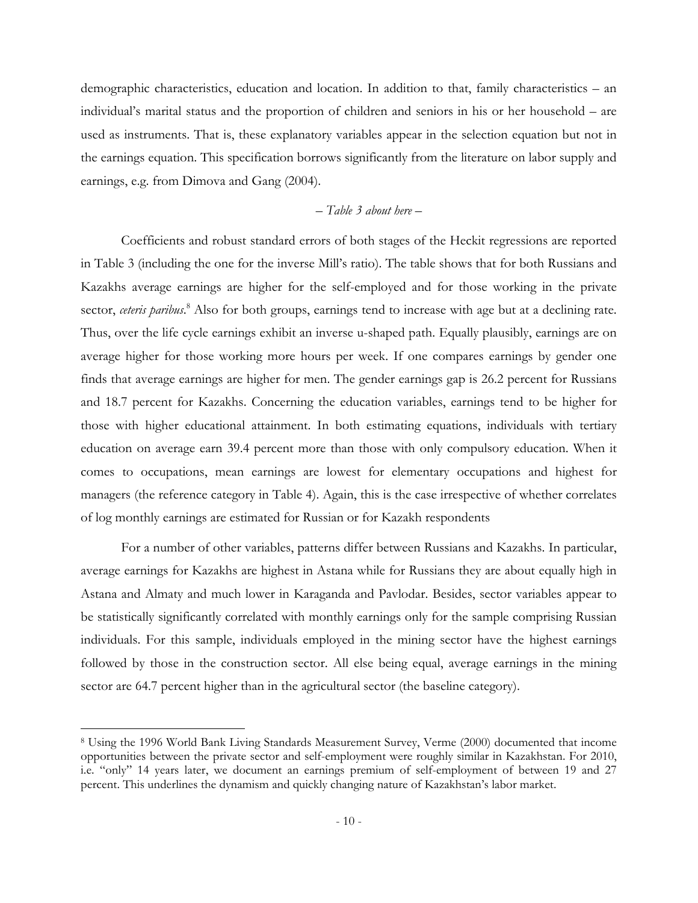demographic characteristics, education and location. In addition to that, family characteristics – an individual's marital status and the proportion of children and seniors in his or her household – are used as instruments. That is, these explanatory variables appear in the selection equation but not in the earnings equation. This specification borrows significantly from the literature on labor supply and earnings, e.g. from Dimova and Gang (2004).

*– Table 3 about here –*

Coefficients and robust standard errors of both stages of the Heckit regressions are reported in Table 3 (including the one for the inverse Mill's ratio). The table shows that for both Russians and Kazakhs average earnings are higher for the self-employed and for those working in the private sector, *ceteris paribus*.[8] Also for both groups, earnings tend to increase with age but at a declining rate. Thus, over the life cycle earnings exhibit an inverse u-shaped path. Equally plausibly, earnings are on average higher for those working more hours per week. If one compares earnings by gender one finds that average earnings are higher for men. The gender earnings gap is 26.2 percent for Russians and 18.7 percent for Kazakhs. Concerning the education variables, earnings tend to be higher for those with higher educational attainment. In both estimating equations, individuals with tertiary education on average earn 39.4 percent more than those with only compulsory education. When it comes to occupations, mean earnings are lowest for elementary occupations and highest for managers (the reference category in Table 4). Again, this is the case irrespective of whether correlates of log monthly earnings are estimated for Russian or for Kazakh respondents

For a number of other variables, patterns differ between Russians and Kazakhs. In particular, average earnings for Kazakhs are highest in Astana while for Russians they are about equally high in Astana and Almaty and much lower in Karaganda and Pavlodar. Besides, sector variables appear to be statistically significantly correlated with monthly earnings only for the sample comprising Russian individuals. For this sample, individuals employed in the mining sector have the highest earnings followed by those in the construction sector. All else being equal, average earnings in the mining sector are 64.7 percent higher than in the agricultural sector (the baseline category).

---

[8] Using the 1996 World Bank Living Standards Measurement Survey, Verme (2000) documented that income opportunities between the private sector and self-employment were roughly similar in Kazakhstan. For 2010, i.e. "only" 14 years later, we document an earnings premium of self-employment of between 19 and 27 percent. This underlines the dynamism and quickly changing nature of Kazakhstan's labor market.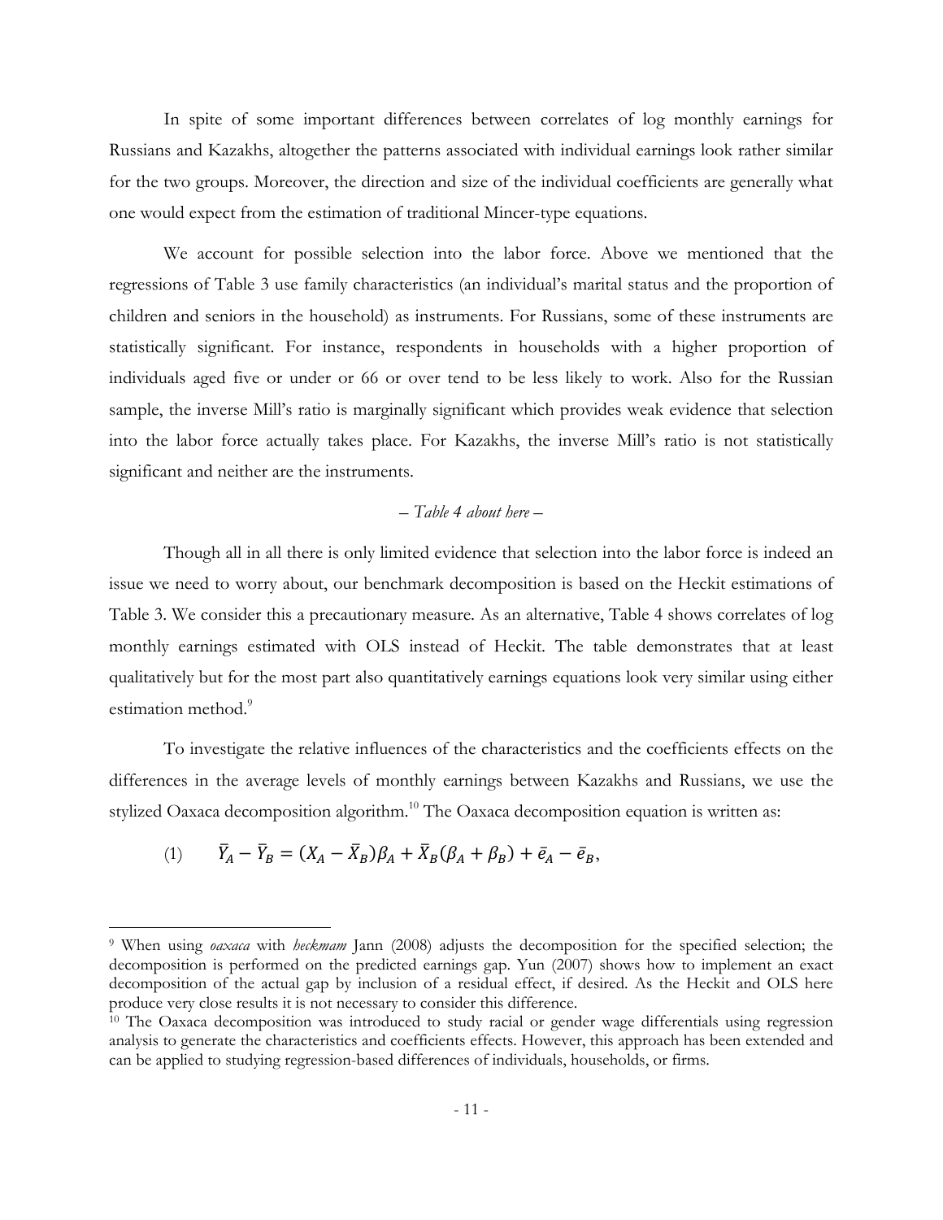In spite of some important differences between correlates of log monthly earnings for Russians and Kazakhs, altogether the patterns associated with individual earnings look rather similar for the two groups. Moreover, the direction and size of the individual coefficients are generally what one would expect from the estimation of traditional Mincer-type equations.

We account for possible selection into the labor force. Above we mentioned that the regressions of Table 3 use family characteristics (an individual's marital status and the proportion of children and seniors in the household) as instruments. For Russians, some of these instruments are statistically significant. For instance, respondents in households with a higher proportion of individuals aged five or under or 66 or over tend to be less likely to work. Also for the Russian sample, the inverse Mill's ratio is marginally significant which provides weak evidence that selection into the labor force actually takes place. For Kazakhs, the inverse Mill's ratio is not statistically significant and neither are the instruments.

*– Table 4 about here –*

Though all in all there is only limited evidence that selection into the labor force is indeed an issue we need to worry about, our benchmark decomposition is based on the Heckit estimations of Table 3. We consider this a precautionary measure. As an alternative, Table 4 shows correlates of log monthly earnings estimated with OLS instead of Heckit. The table demonstrates that at least qualitatively but for the most part also quantitatively earnings equations look very similar using either estimation method.[9]

To investigate the relative influences of the characteristics and the coefficients effects on the differences in the average levels of monthly earnings between Kazakhs and Russians, we use the stylized Oaxaca decomposition algorithm.[10] The Oaxaca decomposition equation is written as:

$$(1) \qquad \bar{Y}_A - \bar{Y}_B = (X_A - \bar{X}_B)\beta_A + \bar{X}_B(\beta_A + \beta_B) + \bar{e}_A - \bar{e}_B,$$

---

[9] When using *oaxaca* with *heckmam* Jann (2008) adjusts the decomposition for the specified selection; the decomposition is performed on the predicted earnings gap. Yun (2007) shows how to implement an exact decomposition of the actual gap by inclusion of a residual effect, if desired. As the Heckit and OLS here produce very close results it is not necessary to consider this difference.

[10] The Oaxaca decomposition was introduced to study racial or gender wage differentials using regression analysis to generate the characteristics and coefficients effects. However, this approach has been extended and can be applied to studying regression-based differences of individuals, households, or firms.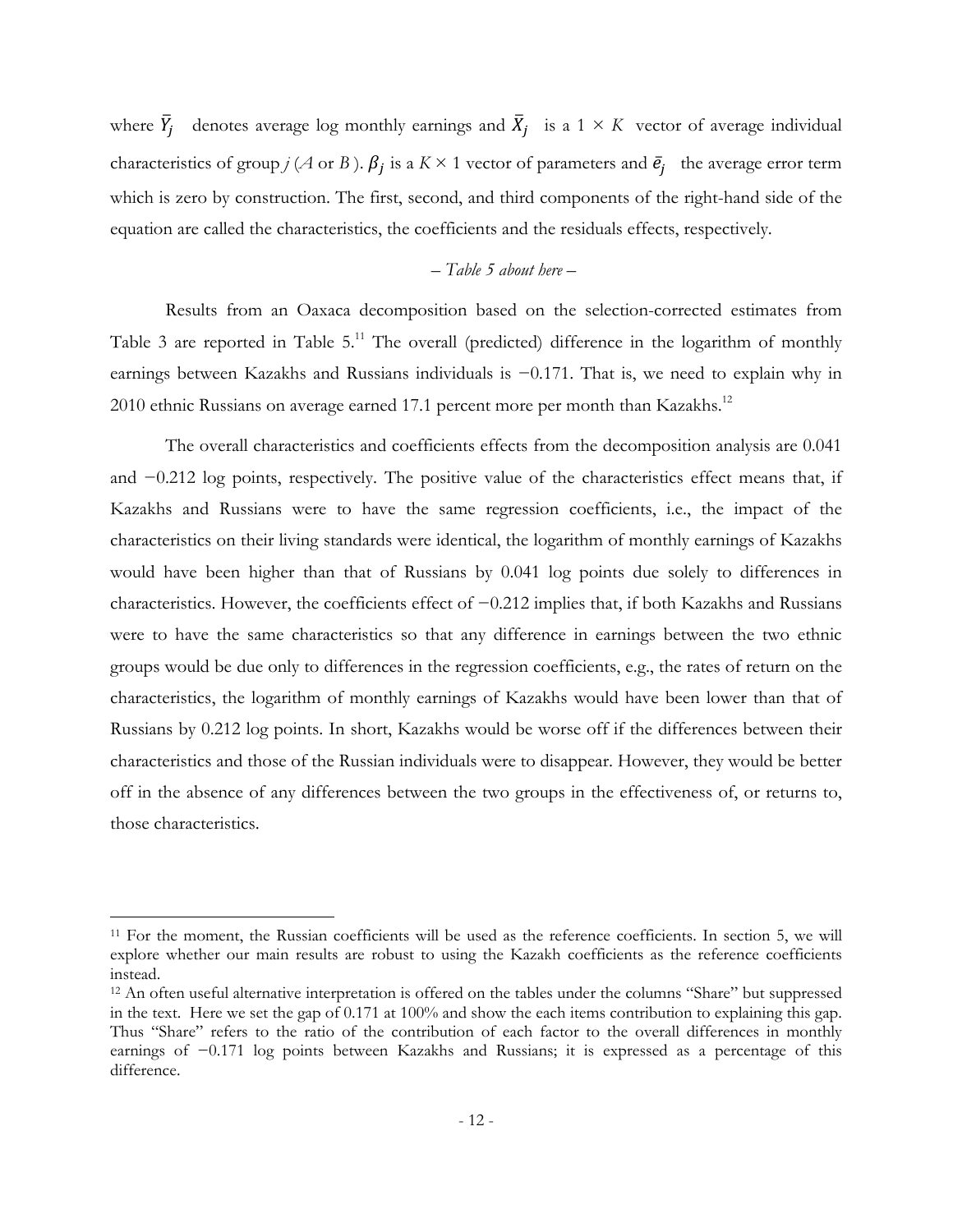where $\bar{Y}_j$ denotes average log monthly earnings and $\bar{X}_j$ is a $1 \times K$ vector of average individual characteristics of group $j$ ($A$ or $B$). $\beta_j$ is a $K \times 1$ vector of parameters and $\bar{e}_j$ the average error term which is zero by construction. The first, second, and third components of the right-hand side of the equation are called the characteristics, the coefficients and the residuals effects, respectively.

*– Table 5 about here –*

Results from an Oaxaca decomposition based on the selection-corrected estimates from Table 3 are reported in Table 5.[11] The overall (predicted) difference in the logarithm of monthly earnings between Kazakhs and Russians individuals is −0.171. That is, we need to explain why in 2010 ethnic Russians on average earned 17.1 percent more per month than Kazakhs.[12]

The overall characteristics and coefficients effects from the decomposition analysis are 0.041 and −0.212 log points, respectively. The positive value of the characteristics effect means that, if Kazakhs and Russians were to have the same regression coefficients, i.e., the impact of the characteristics on their living standards were identical, the logarithm of monthly earnings of Kazakhs would have been higher than that of Russians by 0.041 log points due solely to differences in characteristics. However, the coefficients effect of −0.212 implies that, if both Kazakhs and Russians were to have the same characteristics so that any difference in earnings between the two ethnic groups would be due only to differences in the regression coefficients, e.g., the rates of return on the characteristics, the logarithm of monthly earnings of Kazakhs would have been lower than that of Russians by 0.212 log points. In short, Kazakhs would be worse off if the differences between their characteristics and those of the Russian individuals were to disappear. However, they would be better off in the absence of any differences between the two groups in the effectiveness of, or returns to, those characteristics.

---

[11] For the moment, the Russian coefficients will be used as the reference coefficients. In section 5, we will explore whether our main results are robust to using the Kazakh coefficients as the reference coefficients instead.

[12] An often useful alternative interpretation is offered on the tables under the columns "Share" but suppressed in the text. Here we set the gap of 0.171 at 100% and show the each items contribution to explaining this gap. Thus "Share" refers to the ratio of the contribution of each factor to the overall differences in monthly earnings of −0.171 log points between Kazakhs and Russians; it is expressed as a percentage of this difference.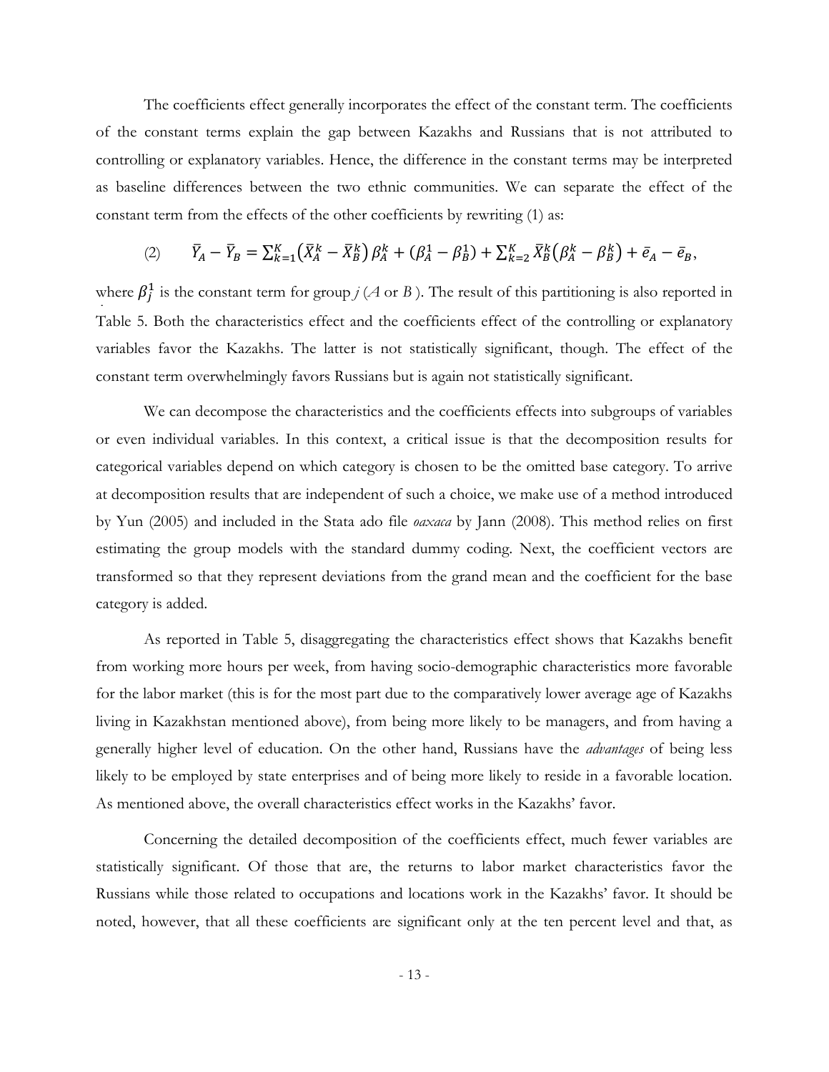The coefficients effect generally incorporates the effect of the constant term. The coefficients of the constant terms explain the gap between Kazakhs and Russians that is not attributed to controlling or explanatory variables. Hence, the difference in the constant terms may be interpreted as baseline differences between the two ethnic communities. We can separate the effect of the constant term from the effects of the other coefficients by rewriting (1) as:

$$(2) \qquad \bar{Y}_A - \bar{Y}_B = \sum_{k=1}^{K}\left(\bar{X}_A^k - \bar{X}_B^k\right)\beta_A^k + \left(\beta_A^1 - \beta_B^1\right) + \sum_{k=2}^{K}\bar{X}_B^k\left(\beta_A^k - \beta_B^k\right) + \bar{e}_A - \bar{e}_B,$$

where $\beta_j^1$ is the constant term for group $j$ ($A$ or $B$ ). The result of this partitioning is also reported in Table 5. Both the characteristics effect and the coefficients effect of the controlling or explanatory variables favor the Kazakhs. The latter is not statistically significant, though. The effect of the constant term overwhelmingly favors Russians but is again not statistically significant.

We can decompose the characteristics and the coefficients effects into subgroups of variables or even individual variables. In this context, a critical issue is that the decomposition results for categorical variables depend on which category is chosen to be the omitted base category. To arrive at decomposition results that are independent of such a choice, we make use of a method introduced by Yun (2005) and included in the Stata ado file *oaxaca* by Jann (2008). This method relies on first estimating the group models with the standard dummy coding. Next, the coefficient vectors are transformed so that they represent deviations from the grand mean and the coefficient for the base category is added.

As reported in Table 5, disaggregating the characteristics effect shows that Kazakhs benefit from working more hours per week, from having socio-demographic characteristics more favorable for the labor market (this is for the most part due to the comparatively lower average age of Kazakhs living in Kazakhstan mentioned above), from being more likely to be managers, and from having a generally higher level of education. On the other hand, Russians have the *advantages* of being less likely to be employed by state enterprises and of being more likely to reside in a favorable location. As mentioned above, the overall characteristics effect works in the Kazakhs' favor.

Concerning the detailed decomposition of the coefficients effect, much fewer variables are statistically significant. Of those that are, the returns to labor market characteristics favor the Russians while those related to occupations and locations work in the Kazakhs' favor. It should be noted, however, that all these coefficients are significant only at the ten percent level and that, as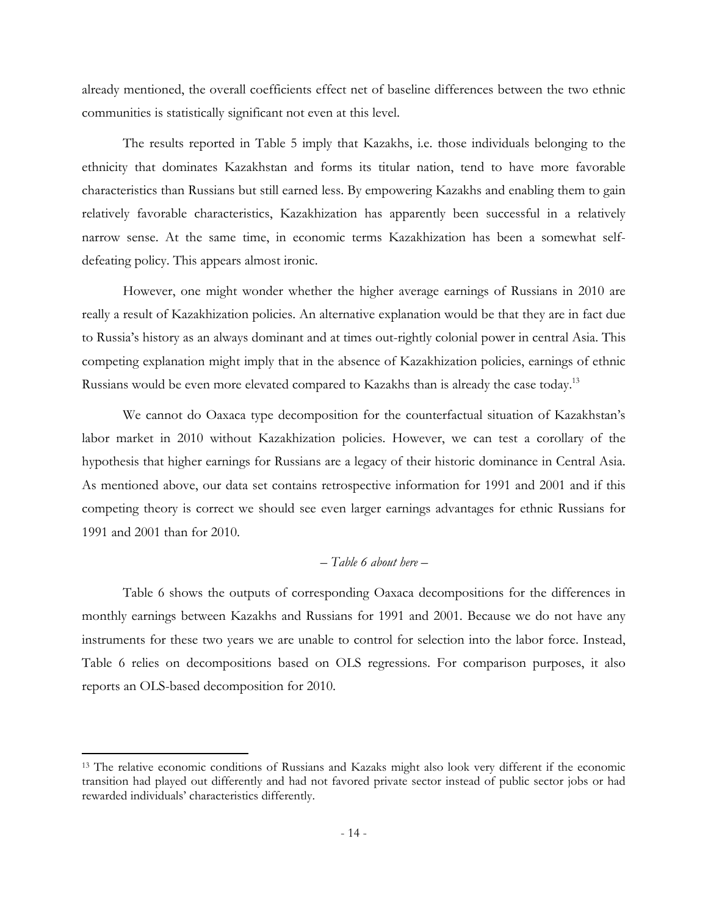already mentioned, the overall coefficients effect net of baseline differences between the two ethnic communities is statistically significant not even at this level.

The results reported in Table 5 imply that Kazakhs, i.e. those individuals belonging to the ethnicity that dominates Kazakhstan and forms its titular nation, tend to have more favorable characteristics than Russians but still earned less. By empowering Kazakhs and enabling them to gain relatively favorable characteristics, Kazakhization has apparently been successful in a relatively narrow sense. At the same time, in economic terms Kazakhization has been a somewhat self-defeating policy. This appears almost ironic.

However, one might wonder whether the higher average earnings of Russians in 2010 are really a result of Kazakhization policies. An alternative explanation would be that they are in fact due to Russia's history as an always dominant and at times out-rightly colonial power in central Asia. This competing explanation might imply that in the absence of Kazakhization policies, earnings of ethnic Russians would be even more elevated compared to Kazakhs than is already the case today.[13]

We cannot do Oaxaca type decomposition for the counterfactual situation of Kazakhstan's labor market in 2010 without Kazakhization policies. However, we can test a corollary of the hypothesis that higher earnings for Russians are a legacy of their historic dominance in Central Asia. As mentioned above, our data set contains retrospective information for 1991 and 2001 and if this competing theory is correct we should see even larger earnings advantages for ethnic Russians for 1991 and 2001 than for 2010.

*– Table 6 about here –*

Table 6 shows the outputs of corresponding Oaxaca decompositions for the differences in monthly earnings between Kazakhs and Russians for 1991 and 2001. Because we do not have any instruments for these two years we are unable to control for selection into the labor force. Instead, Table 6 relies on decompositions based on OLS regressions. For comparison purposes, it also reports an OLS-based decomposition for 2010.

[13] The relative economic conditions of Russians and Kazaks might also look very different if the economic transition had played out differently and had not favored private sector instead of public sector jobs or had rewarded individuals' characteristics differently.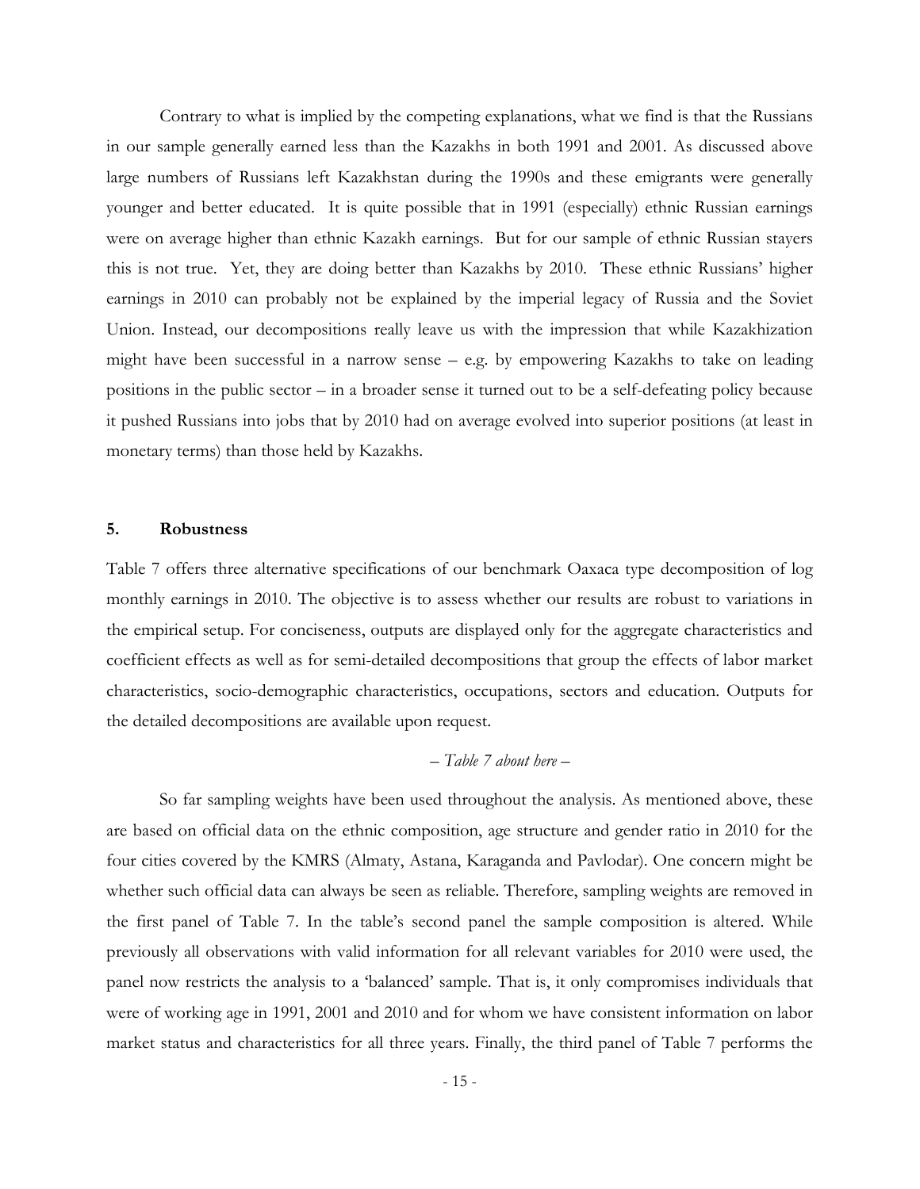Contrary to what is implied by the competing explanations, what we find is that the Russians in our sample generally earned less than the Kazakhs in both 1991 and 2001. As discussed above large numbers of Russians left Kazakhstan during the 1990s and these emigrants were generally younger and better educated. It is quite possible that in 1991 (especially) ethnic Russian earnings were on average higher than ethnic Kazakh earnings. But for our sample of ethnic Russian stayers this is not true. Yet, they are doing better than Kazakhs by 2010. These ethnic Russians' higher earnings in 2010 can probably not be explained by the imperial legacy of Russia and the Soviet Union. Instead, our decompositions really leave us with the impression that while Kazakhization might have been successful in a narrow sense – e.g. by empowering Kazakhs to take on leading positions in the public sector – in a broader sense it turned out to be a self-defeating policy because it pushed Russians into jobs that by 2010 had on average evolved into superior positions (at least in monetary terms) than those held by Kazakhs.

## 5. Robustness

Table 7 offers three alternative specifications of our benchmark Oaxaca type decomposition of log monthly earnings in 2010. The objective is to assess whether our results are robust to variations in the empirical setup. For conciseness, outputs are displayed only for the aggregate characteristics and coefficient effects as well as for semi-detailed decompositions that group the effects of labor market characteristics, socio-demographic characteristics, occupations, sectors and education. Outputs for the detailed decompositions are available upon request.

*– Table 7 about here –*

So far sampling weights have been used throughout the analysis. As mentioned above, these are based on official data on the ethnic composition, age structure and gender ratio in 2010 for the four cities covered by the KMRS (Almaty, Astana, Karaganda and Pavlodar). One concern might be whether such official data can always be seen as reliable. Therefore, sampling weights are removed in the first panel of Table 7. In the table's second panel the sample composition is altered. While previously all observations with valid information for all relevant variables for 2010 were used, the panel now restricts the analysis to a 'balanced' sample. That is, it only compromises individuals that were of working age in 1991, 2001 and 2010 and for whom we have consistent information on labor market status and characteristics for all three years. Finally, the third panel of Table 7 performs the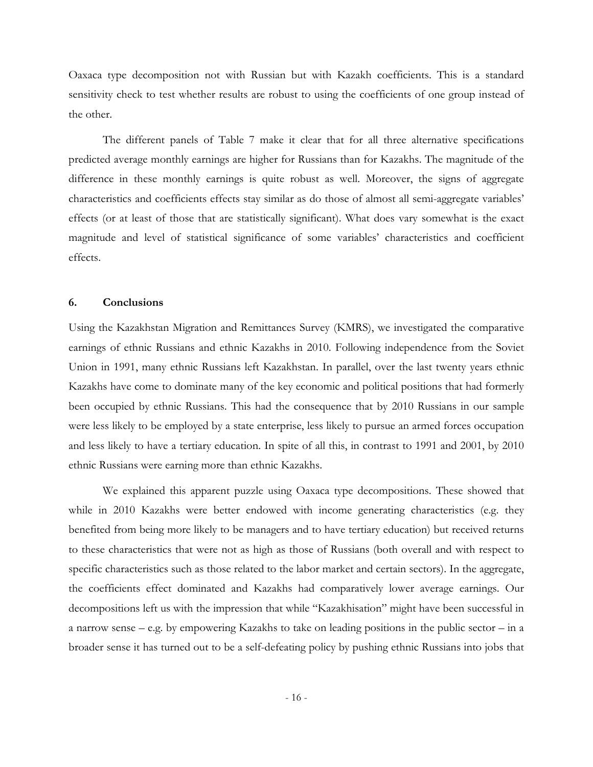Oaxaca type decomposition not with Russian but with Kazakh coefficients. This is a standard sensitivity check to test whether results are robust to using the coefficients of one group instead of the other.

The different panels of Table 7 make it clear that for all three alternative specifications predicted average monthly earnings are higher for Russians than for Kazakhs. The magnitude of the difference in these monthly earnings is quite robust as well. Moreover, the signs of aggregate characteristics and coefficients effects stay similar as do those of almost all semi-aggregate variables' effects (or at least of those that are statistically significant). What does vary somewhat is the exact magnitude and level of statistical significance of some variables' characteristics and coefficient effects.

## 6. Conclusions

Using the Kazakhstan Migration and Remittances Survey (KMRS), we investigated the comparative earnings of ethnic Russians and ethnic Kazakhs in 2010. Following independence from the Soviet Union in 1991, many ethnic Russians left Kazakhstan. In parallel, over the last twenty years ethnic Kazakhs have come to dominate many of the key economic and political positions that had formerly been occupied by ethnic Russians. This had the consequence that by 2010 Russians in our sample were less likely to be employed by a state enterprise, less likely to pursue an armed forces occupation and less likely to have a tertiary education. In spite of all this, in contrast to 1991 and 2001, by 2010 ethnic Russians were earning more than ethnic Kazakhs.

We explained this apparent puzzle using Oaxaca type decompositions. These showed that while in 2010 Kazakhs were better endowed with income generating characteristics (e.g. they benefited from being more likely to be managers and to have tertiary education) but received returns to these characteristics that were not as high as those of Russians (both overall and with respect to specific characteristics such as those related to the labor market and certain sectors). In the aggregate, the coefficients effect dominated and Kazakhs had comparatively lower average earnings. Our decompositions left us with the impression that while "Kazakhisation" might have been successful in a narrow sense – e.g. by empowering Kazakhs to take on leading positions in the public sector – in a broader sense it has turned out to be a self-defeating policy by pushing ethnic Russians into jobs that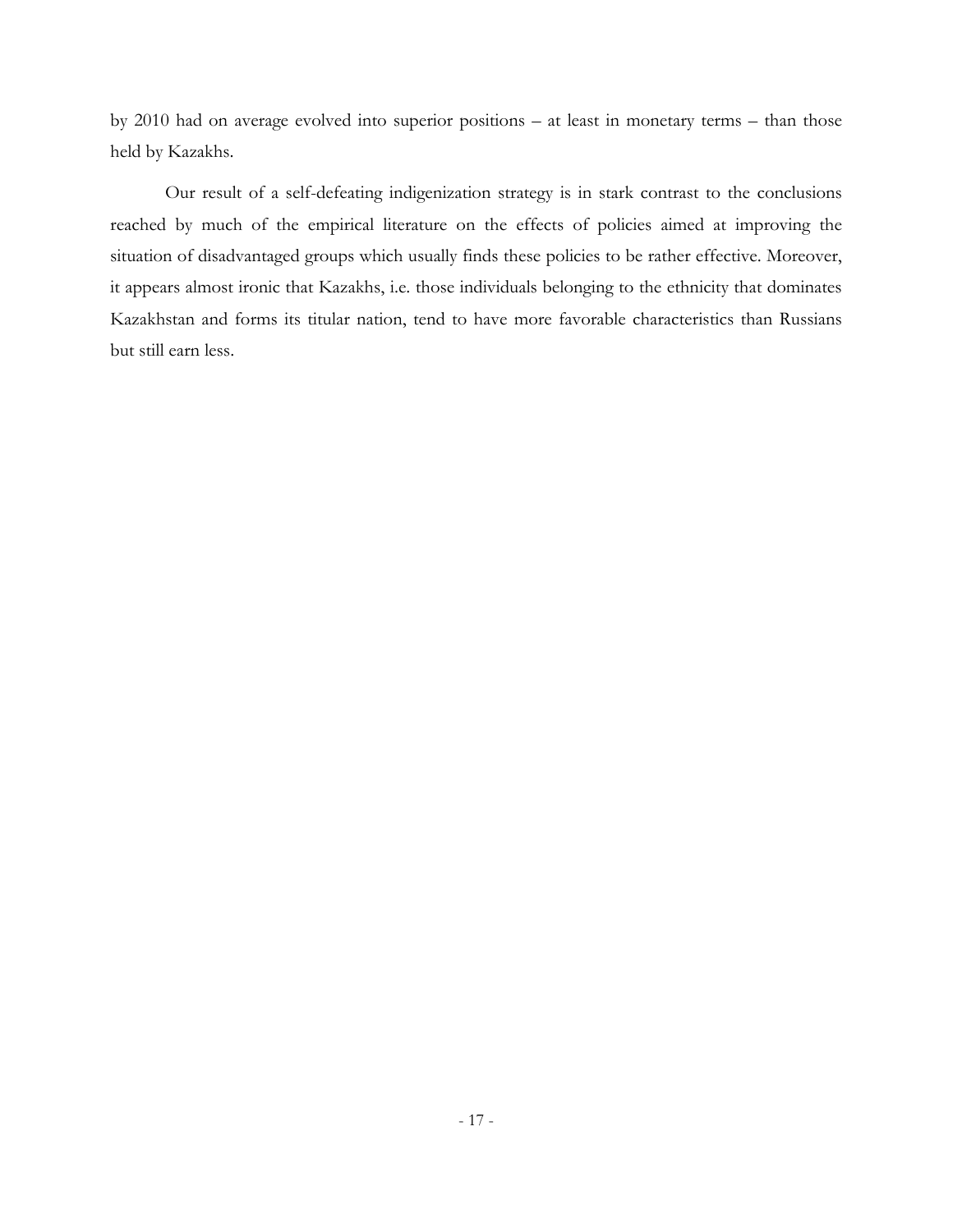by 2010 had on average evolved into superior positions – at least in monetary terms – than those held by Kazakhs.

Our result of a self-defeating indigenization strategy is in stark contrast to the conclusions reached by much of the empirical literature on the effects of policies aimed at improving the situation of disadvantaged groups which usually finds these policies to be rather effective. Moreover, it appears almost ironic that Kazakhs, i.e. those individuals belonging to the ethnicity that dominates Kazakhstan and forms its titular nation, tend to have more favorable characteristics than Russians but still earn less.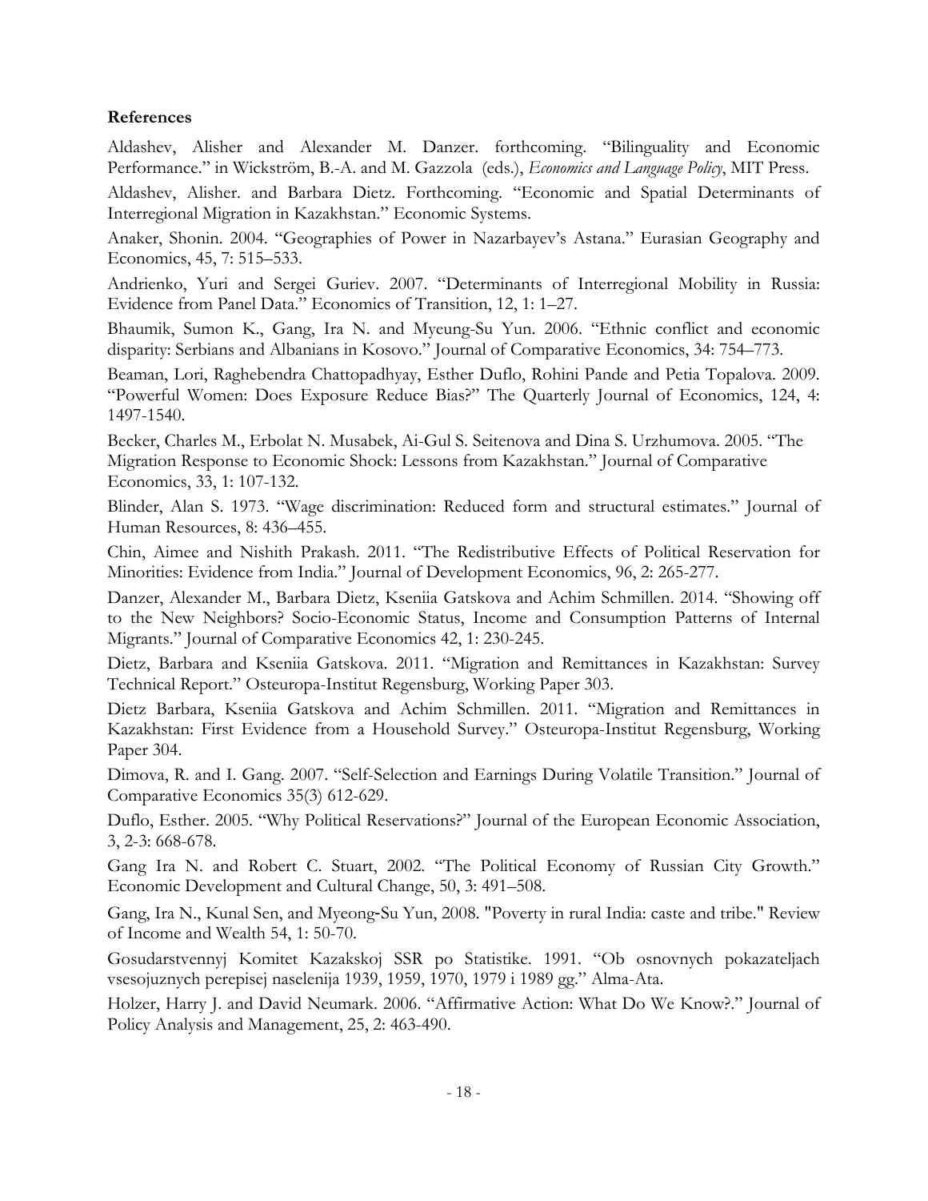**References**

Aldashev, Alisher and Alexander M. Danzer. forthcoming. "Bilinguality and Economic Performance." in Wickström, B.-A. and M. Gazzola (eds.), *Economics and Language Policy*, MIT Press.

Aldashev, Alisher. and Barbara Dietz. Forthcoming. "Economic and Spatial Determinants of Interregional Migration in Kazakhstan." Economic Systems.

Anaker, Shonin. 2004. "Geographies of Power in Nazarbayev's Astana." Eurasian Geography and Economics, 45, 7: 515–533.

Andrienko, Yuri and Sergei Guriev. 2007. "Determinants of Interregional Mobility in Russia: Evidence from Panel Data." Economics of Transition, 12, 1: 1–27.

Bhaumik, Sumon K., Gang, Ira N. and Myeung-Su Yun. 2006. "Ethnic conflict and economic disparity: Serbians and Albanians in Kosovo." Journal of Comparative Economics, 34: 754–773.

Beaman, Lori, Raghebendra Chattopadhyay, Esther Duflo, Rohini Pande and Petia Topalova. 2009. "Powerful Women: Does Exposure Reduce Bias?" The Quarterly Journal of Economics, 124, 4: 1497-1540.

Becker, Charles M., Erbolat N. Musabek, Ai-Gul S. Seitenova and Dina S. Urzhumova. 2005. "The Migration Response to Economic Shock: Lessons from Kazakhstan." Journal of Comparative Economics, 33, 1: 107-132.

Blinder, Alan S. 1973. "Wage discrimination: Reduced form and structural estimates." Journal of Human Resources, 8: 436–455.

Chin, Aimee and Nishith Prakash. 2011. "The Redistributive Effects of Political Reservation for Minorities: Evidence from India." Journal of Development Economics, 96, 2: 265-277.

Danzer, Alexander M., Barbara Dietz, Kseniia Gatskova and Achim Schmillen. 2014. "Showing off to the New Neighbors? Socio-Economic Status, Income and Consumption Patterns of Internal Migrants." Journal of Comparative Economics 42, 1: 230-245.

Dietz, Barbara and Kseniia Gatskova. 2011. "Migration and Remittances in Kazakhstan: Survey Technical Report." Osteuropa-Institut Regensburg, Working Paper 303.

Dietz Barbara, Kseniia Gatskova and Achim Schmillen. 2011. "Migration and Remittances in Kazakhstan: First Evidence from a Household Survey." Osteuropa-Institut Regensburg, Working Paper 304.

Dimova, R. and I. Gang. 2007. "Self-Selection and Earnings During Volatile Transition." Journal of Comparative Economics 35(3) 612-629.

Duflo, Esther. 2005. "Why Political Reservations?" Journal of the European Economic Association, 3, 2-3: 668-678.

Gang Ira N. and Robert C. Stuart, 2002. "The Political Economy of Russian City Growth." Economic Development and Cultural Change, 50, 3: 491–508.

Gang, Ira N., Kunal Sen, and Myeong-Su Yun, 2008. "Poverty in rural India: caste and tribe." Review of Income and Wealth 54, 1: 50-70.

Gosudarstvennyj Komitet Kazakskoj SSR po Statistike. 1991. "Ob osnovnych pokazateljach vsesojuznych perepisej naselenija 1939, 1959, 1970, 1979 i 1989 gg." Alma-Ata.

Holzer, Harry J. and David Neumark. 2006. "Affirmative Action: What Do We Know?." Journal of Policy Analysis and Management, 25, 2: 463-490.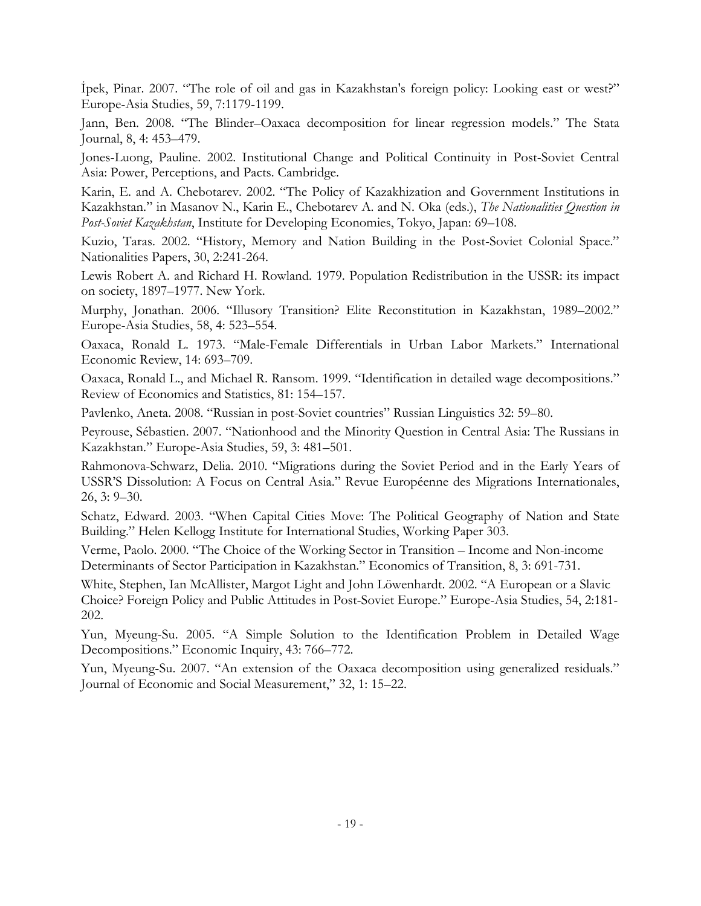İpek, Pinar. 2007. "The role of oil and gas in Kazakhstan's foreign policy: Looking east or west?" Europe-Asia Studies, 59, 7:1179-1199.

Jann, Ben. 2008. "The Blinder–Oaxaca decomposition for linear regression models." The Stata Journal, 8, 4: 453–479.

Jones-Luong, Pauline. 2002. Institutional Change and Political Continuity in Post-Soviet Central Asia: Power, Perceptions, and Pacts. Cambridge.

Karin, E. and A. Chebotarev. 2002. "The Policy of Kazakhization and Government Institutions in Kazakhstan." in Masanov N., Karin E., Chebotarev A. and N. Oka (eds.), *The Nationalities Question in Post-Soviet Kazakhstan*, Institute for Developing Economies, Tokyo, Japan: 69–108.

Kuzio, Taras. 2002. "History, Memory and Nation Building in the Post-Soviet Colonial Space." Nationalities Papers, 30, 2:241-264.

Lewis Robert A. and Richard H. Rowland. 1979. Population Redistribution in the USSR: its impact on society, 1897–1977. New York.

Murphy, Jonathan. 2006. "Illusory Transition? Elite Reconstitution in Kazakhstan, 1989–2002." Europe-Asia Studies, 58, 4: 523–554.

Oaxaca, Ronald L. 1973. "Male-Female Differentials in Urban Labor Markets." International Economic Review, 14: 693–709.

Oaxaca, Ronald L., and Michael R. Ransom. 1999. "Identification in detailed wage decompositions." Review of Economics and Statistics, 81: 154–157.

Pavlenko, Aneta. 2008. "Russian in post-Soviet countries" Russian Linguistics 32: 59–80.

Peyrouse, Sébastien. 2007. "Nationhood and the Minority Question in Central Asia: The Russians in Kazakhstan." Europe-Asia Studies, 59, 3: 481–501.

Rahmonova-Schwarz, Delia. 2010. "Migrations during the Soviet Period and in the Early Years of USSR'S Dissolution: A Focus on Central Asia." Revue Européenne des Migrations Internationales, 26, 3: 9–30.

Schatz, Edward. 2003. "When Capital Cities Move: The Political Geography of Nation and State Building." Helen Kellogg Institute for International Studies, Working Paper 303.

Verme, Paolo. 2000. "The Choice of the Working Sector in Transition – Income and Non-income Determinants of Sector Participation in Kazakhstan." Economics of Transition, 8, 3: 691-731.

White, Stephen, Ian McAllister, Margot Light and John Löwenhardt. 2002. "A European or a Slavic Choice? Foreign Policy and Public Attitudes in Post-Soviet Europe." Europe-Asia Studies, 54, 2:181-202.

Yun, Myeung-Su. 2005. "A Simple Solution to the Identification Problem in Detailed Wage Decompositions." Economic Inquiry, 43: 766–772.

Yun, Myeung-Su. 2007. "An extension of the Oaxaca decomposition using generalized residuals." Journal of Economic and Social Measurement," 32, 1: 15–22.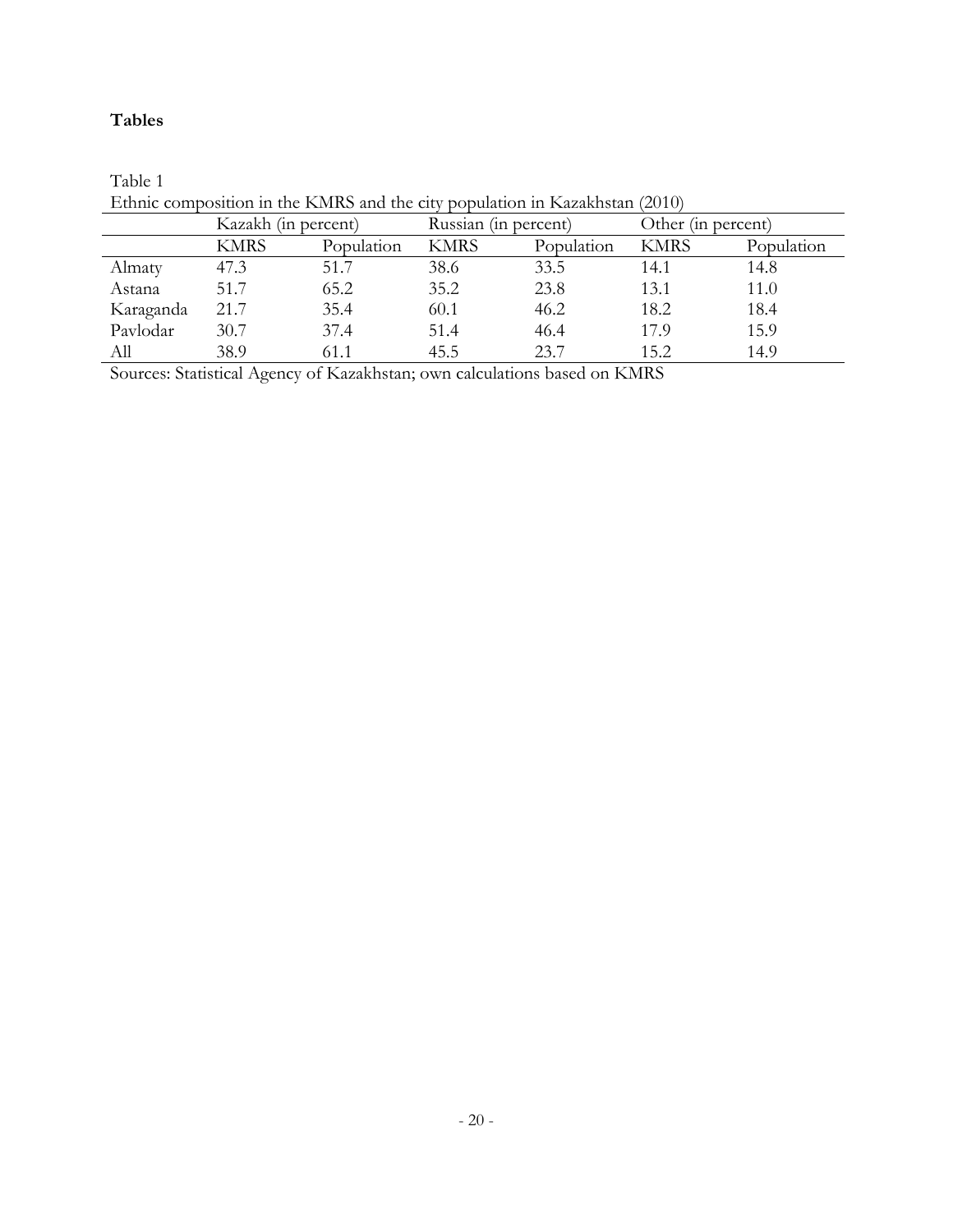**Tables**

Table 1

Ethnic composition in the KMRS and the city population in Kazakhstan (2010)

| | Kazakh (in percent) | | Russian (in percent) | | Other (in percent) | |
|---|---|---|---|---|---|---|
| | KMRS | Population | KMRS | Population | KMRS | Population |
| Almaty | 47.3 | 51.7 | 38.6 | 33.5 | 14.1 | 14.8 |
| Astana | 51.7 | 65.2 | 35.2 | 23.8 | 13.1 | 11.0 |
| Karaganda | 21.7 | 35.4 | 60.1 | 46.2 | 18.2 | 18.4 |
| Pavlodar | 30.7 | 37.4 | 51.4 | 46.4 | 17.9 | 15.9 |
| All | 38.9 | 61.1 | 45.5 | 23.7 | 15.2 | 14.9 |

Sources: Statistical Agency of Kazakhstan; own calculations based on KMRS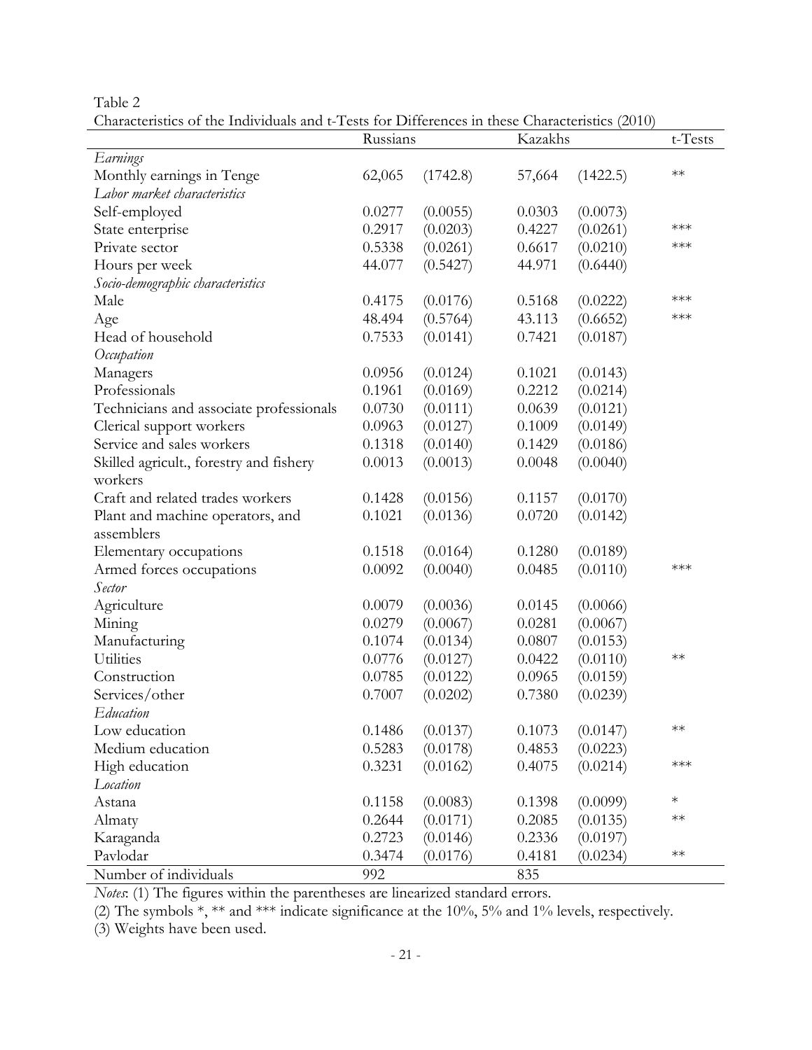Table 2

Characteristics of the Individuals and t-Tests for Differences in these Characteristics (2010)

| | Russians | | Kazakhs | | t-Tests |
|---|---|---|---|---|---|
| *Earnings* | | | | | |
| Monthly earnings in Tenge | 62,065 | (1742.8) | 57,664 | (1422.5) | ** |
| *Labor market characteristics* | | | | | |
| Self-employed | 0.0277 | (0.0055) | 0.0303 | (0.0073) | |
| State enterprise | 0.2917 | (0.0203) | 0.4227 | (0.0261) | *** |
| Private sector | 0.5338 | (0.0261) | 0.6617 | (0.0210) | *** |
| Hours per week | 44.077 | (0.5427) | 44.971 | (0.6440) | |
| *Socio-demographic characteristics* | | | | | |
| Male | 0.4175 | (0.0176) | 0.5168 | (0.0222) | *** |
| Age | 48.494 | (0.5764) | 43.113 | (0.6652) | *** |
| Head of household | 0.7533 | (0.0141) | 0.7421 | (0.0187) | |
| *Occupation* | | | | | |
| Managers | 0.0956 | (0.0124) | 0.1021 | (0.0143) | |
| Professionals | 0.1961 | (0.0169) | 0.2212 | (0.0214) | |
| Technicians and associate professionals | 0.0730 | (0.0111) | 0.0639 | (0.0121) | |
| Clerical support workers | 0.0963 | (0.0127) | 0.1009 | (0.0149) | |
| Service and sales workers | 0.1318 | (0.0140) | 0.1429 | (0.0186) | |
| Skilled agricult., forestry and fishery workers | 0.0013 | (0.0013) | 0.0048 | (0.0040) | |
| Craft and related trades workers | 0.1428 | (0.0156) | 0.1157 | (0.0170) | |
| Plant and machine operators, and assemblers | 0.1021 | (0.0136) | 0.0720 | (0.0142) | |
| Elementary occupations | 0.1518 | (0.0164) | 0.1280 | (0.0189) | |
| Armed forces occupations | 0.0092 | (0.0040) | 0.0485 | (0.0110) | *** |
| *Sector* | | | | | |
| Agriculture | 0.0079 | (0.0036) | 0.0145 | (0.0066) | |
| Mining | 0.0279 | (0.0067) | 0.0281 | (0.0067) | |
| Manufacturing | 0.1074 | (0.0134) | 0.0807 | (0.0153) | |
| Utilities | 0.0776 | (0.0127) | 0.0422 | (0.0110) | ** |
| Construction | 0.0785 | (0.0122) | 0.0965 | (0.0159) | |
| Services/other | 0.7007 | (0.0202) | 0.7380 | (0.0239) | |
| *Education* | | | | | |
| Low education | 0.1486 | (0.0137) | 0.1073 | (0.0147) | ** |
| Medium education | 0.5283 | (0.0178) | 0.4853 | (0.0223) | |
| High education | 0.3231 | (0.0162) | 0.4075 | (0.0214) | *** |
| *Location* | | | | | |
| Astana | 0.1158 | (0.0083) | 0.1398 | (0.0099) | * |
| Almaty | 0.2644 | (0.0171) | 0.2085 | (0.0135) | ** |
| Karaganda | 0.2723 | (0.0146) | 0.2336 | (0.0197) | |
| Pavlodar | 0.3474 | (0.0176) | 0.4181 | (0.0234) | ** |
| Number of individuals | 992 | | 835 | | |

*Notes*: (1) The figures within the parentheses are linearized standard errors.

(2) The symbols *, ** and *** indicate significance at the 10%, 5% and 1% levels, respectively.

(3) Weights have been used.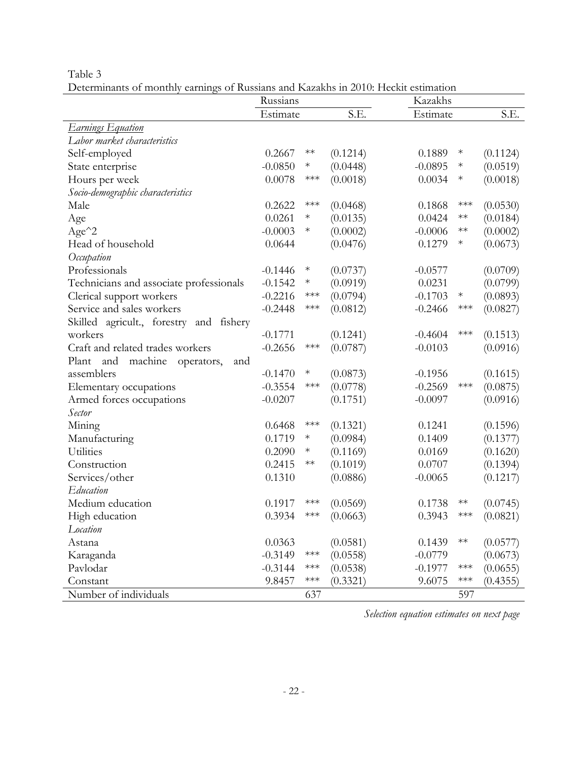Table 3
Determinants of monthly earnings of Russians and Kazakhs in 2010: Heckit estimation

| | Russians | | | Kazakhs | | |
|---|---|---|---|---|---|---|
| | Estimate | | S.E. | Estimate | | S.E. |
| *Earnings Equation* | | | | | | |
| *Labor market characteristics* | | | | | | |
| Self-employed | 0.2667 | ** | (0.1214) | 0.1889 | * | (0.1124) |
| State enterprise | -0.0850 | * | (0.0448) | -0.0895 | * | (0.0519) |
| Hours per week | 0.0078 | *** | (0.0018) | 0.0034 | * | (0.0018) |
| *Socio-demographic characteristics* | | | | | | |
| Male | 0.2622 | *** | (0.0468) | 0.1868 | *** | (0.0530) |
| Age | 0.0261 | * | (0.0135) | 0.0424 | ** | (0.0184) |
| Age^2 | -0.0003 | * | (0.0002) | -0.0006 | ** | (0.0002) |
| Head of household | 0.0644 | | (0.0476) | 0.1279 | * | (0.0673) |
| *Occupation* | | | | | | |
| Professionals | -0.1446 | * | (0.0737) | -0.0577 | | (0.0709) |
| Technicians and associate professionals | -0.1542 | * | (0.0919) | 0.0231 | | (0.0799) |
| Clerical support workers | -0.2216 | *** | (0.0794) | -0.1703 | * | (0.0893) |
| Service and sales workers | -0.2448 | *** | (0.0812) | -0.2466 | *** | (0.0827) |
| Skilled agricult., forestry and fishery workers | -0.1771 | | (0.1241) | -0.4604 | *** | (0.1513) |
| Craft and related trades workers | -0.2656 | *** | (0.0787) | -0.0103 | | (0.0916) |
| Plant and machine operators, and assemblers | -0.1470 | * | (0.0873) | -0.1956 | | (0.1615) |
| Elementary occupations | -0.3554 | *** | (0.0778) | -0.2569 | *** | (0.0875) |
| Armed forces occupations | -0.0207 | | (0.1751) | -0.0097 | | (0.0916) |
| *Sector* | | | | | | |
| Mining | 0.6468 | *** | (0.1321) | 0.1241 | | (0.1596) |
| Manufacturing | 0.1719 | * | (0.0984) | 0.1409 | | (0.1377) |
| Utilities | 0.2090 | * | (0.1169) | 0.0169 | | (0.1620) |
| Construction | 0.2415 | ** | (0.1019) | 0.0707 | | (0.1394) |
| Services/other | 0.1310 | | (0.0886) | -0.0065 | | (0.1217) |
| *Education* | | | | | | |
| Medium education | 0.1917 | *** | (0.0569) | 0.1738 | ** | (0.0745) |
| High education | 0.3934 | *** | (0.0663) | 0.3943 | *** | (0.0821) |
| *Location* | | | | | | |
| Astana | 0.0363 | | (0.0581) | 0.1439 | ** | (0.0577) |
| Karaganda | -0.3149 | *** | (0.0558) | -0.0779 | | (0.0673) |
| Pavlodar | -0.3144 | *** | (0.0538) | -0.1977 | *** | (0.0655) |
| Constant | 9.8457 | *** | (0.3321) | 9.6075 | *** | (0.4355) |
| Number of individuals | | 637 | | | 597 | |

*Selection equation estimates on next page*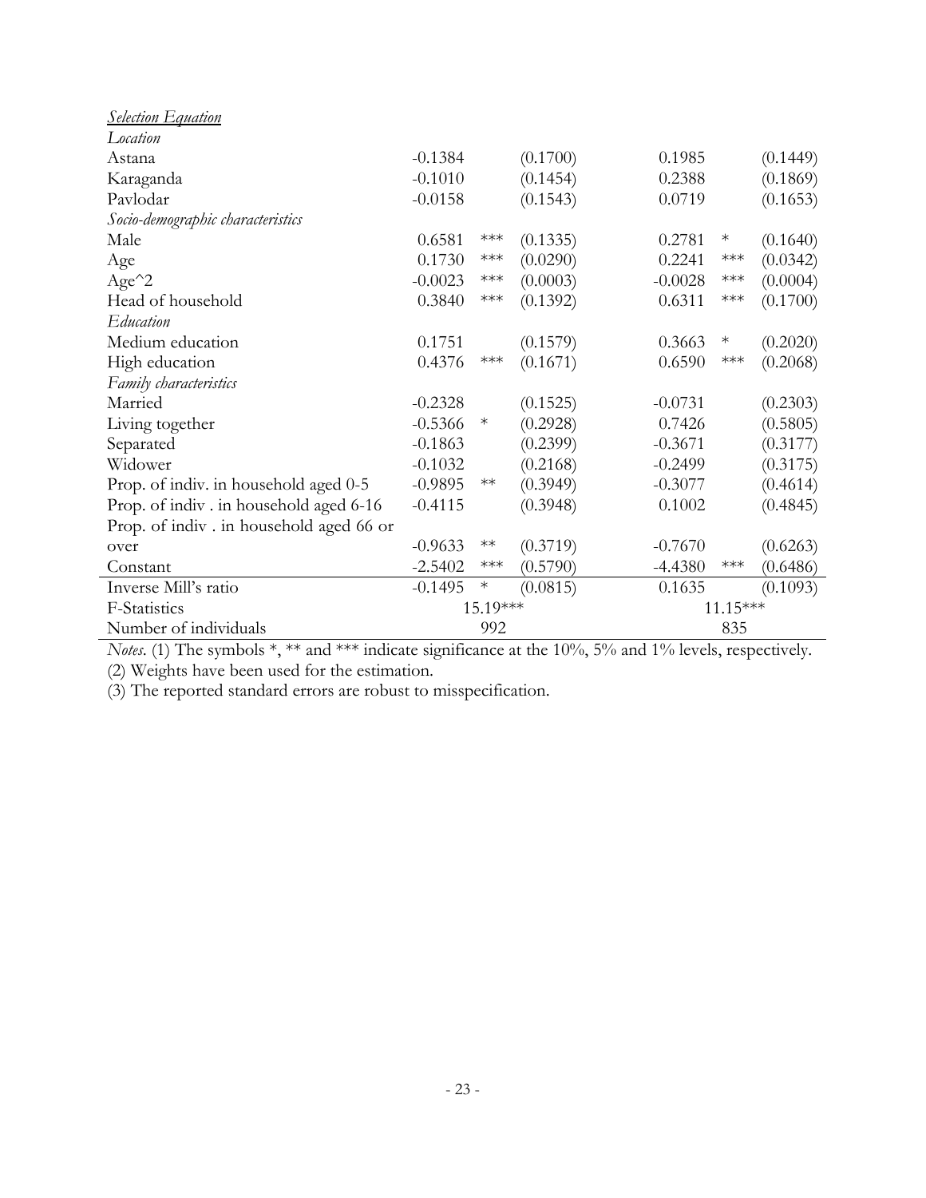| | | | | | | |
|---|---|---|---|---|---|---|
| ***Selection Equation*** | | | | | | |
| *Location* | | | | | | |
| Astana | -0.1384 | | (0.1700) | 0.1985 | | (0.1449) |
| Karaganda | -0.1010 | | (0.1454) | 0.2388 | | (0.1869) |
| Pavlodar | -0.0158 | | (0.1543) | 0.0719 | | (0.1653) |
| *Socio-demographic characteristics* | | | | | | |
| Male | 0.6581 | *** | (0.1335) | 0.2781 | * | (0.1640) |
| Age | 0.1730 | *** | (0.0290) | 0.2241 | *** | (0.0342) |
| Age^2 | -0.0023 | *** | (0.0003) | -0.0028 | *** | (0.0004) |
| Head of household | 0.3840 | *** | (0.1392) | 0.6311 | *** | (0.1700) |
| *Education* | | | | | | |
| Medium education | 0.1751 | | (0.1579) | 0.3663 | * | (0.2020) |
| High education | 0.4376 | *** | (0.1671) | 0.6590 | *** | (0.2068) |
| *Family characteristics* | | | | | | |
| Married | -0.2328 | | (0.1525) | -0.0731 | | (0.2303) |
| Living together | -0.5366 | * | (0.2928) | 0.7426 | | (0.5805) |
| Separated | -0.1863 | | (0.2399) | -0.3671 | | (0.3177) |
| Widower | -0.1032 | | (0.2168) | -0.2499 | | (0.3175) |
| Prop. of indiv. in household aged 0-5 | -0.9895 | ** | (0.3949) | -0.3077 | | (0.4614) |
| Prop. of indiv . in household aged 6-16 | -0.4115 | | (0.3948) | 0.1002 | | (0.4845) |
| Prop. of indiv . in household aged 66 or over | -0.9633 | ** | (0.3719) | -0.7670 | | (0.6263) |
| Constant | -2.5402 | *** | (0.5790) | -4.4380 | *** | (0.6486) |
| Inverse Mill's ratio | -0.1495 | * | (0.0815) | 0.1635 | | (0.1093) |
| F-Statistics | | 15.19*** | | | 11.15*** | |
| Number of individuals | | 992 | | | 835 | |

*Notes.* (1) The symbols *, ** and *** indicate significance at the 10%, 5% and 1% levels, respectively.
(2) Weights have been used for the estimation.
(3) The reported standard errors are robust to misspecification.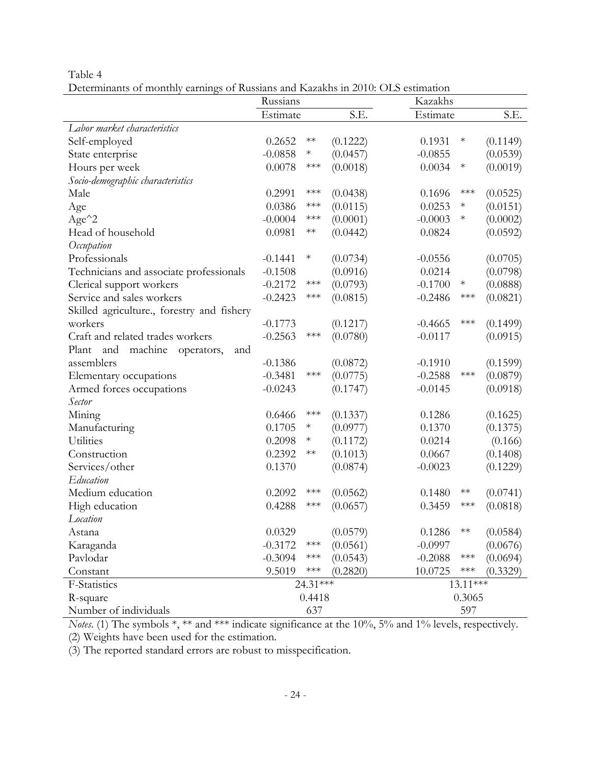Table 4

Determinants of monthly earnings of Russians and Kazakhs in 2010: OLS estimation

| | Russians | | | Kazakhs | | |
|---|---|---|---|---|---|---|
| | Estimate | | S.E. | Estimate | | S.E. |
| *Labor market characteristics* | | | | | | |
| Self-employed | 0.2652 | ** | (0.1222) | 0.1931 | * | (0.1149) |
| State enterprise | -0.0858 | * | (0.0457) | -0.0855 | | (0.0539) |
| Hours per week | 0.0078 | *** | (0.0018) | 0.0034 | * | (0.0019) |
| *Socio-demographic characteristics* | | | | | | |
| Male | 0.2991 | *** | (0.0438) | 0.1696 | *** | (0.0525) |
| Age | 0.0386 | *** | (0.0115) | 0.0253 | * | (0.0151) |
| Age^2 | -0.0004 | *** | (0.0001) | -0.0003 | * | (0.0002) |
| Head of household | 0.0981 | ** | (0.0442) | 0.0824 | | (0.0592) |
| *Occupation* | | | | | | |
| Professionals | -0.1441 | * | (0.0734) | -0.0556 | | (0.0705) |
| Technicians and associate professionals | -0.1508 | | (0.0916) | 0.0214 | | (0.0798) |
| Clerical support workers | -0.2172 | *** | (0.0793) | -0.1700 | * | (0.0888) |
| Service and sales workers | -0.2423 | *** | (0.0815) | -0.2486 | *** | (0.0821) |
| Skilled agriculture., forestry and fishery workers | -0.1773 | | (0.1217) | -0.4665 | *** | (0.1499) |
| Craft and related trades workers | -0.2563 | *** | (0.0780) | -0.0117 | | (0.0915) |
| Plant and machine operators, and assemblers | -0.1386 | | (0.0872) | -0.1910 | | (0.1599) |
| Elementary occupations | -0.3481 | *** | (0.0775) | -0.2588 | *** | (0.0879) |
| Armed forces occupations | -0.0243 | | (0.1747) | -0.0145 | | (0.0918) |
| *Sector* | | | | | | |
| Mining | 0.6466 | *** | (0.1337) | 0.1286 | | (0.1625) |
| Manufacturing | 0.1705 | * | (0.0977) | 0.1370 | | (0.1375) |
| Utilities | 0.2098 | * | (0.1172) | 0.0214 | | (0.166) |
| Construction | 0.2392 | ** | (0.1013) | 0.0667 | | (0.1408) |
| Services/other | 0.1370 | | (0.0874) | -0.0023 | | (0.1229) |
| *Education* | | | | | | |
| Medium education | 0.2092 | *** | (0.0562) | 0.1480 | ** | (0.0741) |
| High education | 0.4288 | *** | (0.0657) | 0.3459 | *** | (0.0818) |
| *Location* | | | | | | |
| Astana | 0.0329 | | (0.0579) | 0.1286 | ** | (0.0584) |
| Karaganda | -0.3172 | *** | (0.0561) | -0.0997 | | (0.0676) |
| Pavlodar | -0.3094 | *** | (0.0543) | -0.2088 | *** | (0.0694) |
| Constant | 9.5019 | *** | (0.2820) | 10.0725 | *** | (0.3329) |
| F-Statistics | 24.31*** | | | 13.11*** | | |
| R-square | 0.4418 | | | 0.3065 | | |
| Number of individuals | 637 | | | 597 | | |

*Notes.* (1) The symbols *, ** and *** indicate significance at the 10%, 5% and 1% levels, respectively.
(2) Weights have been used for the estimation.
(3) The reported standard errors are robust to misspecification.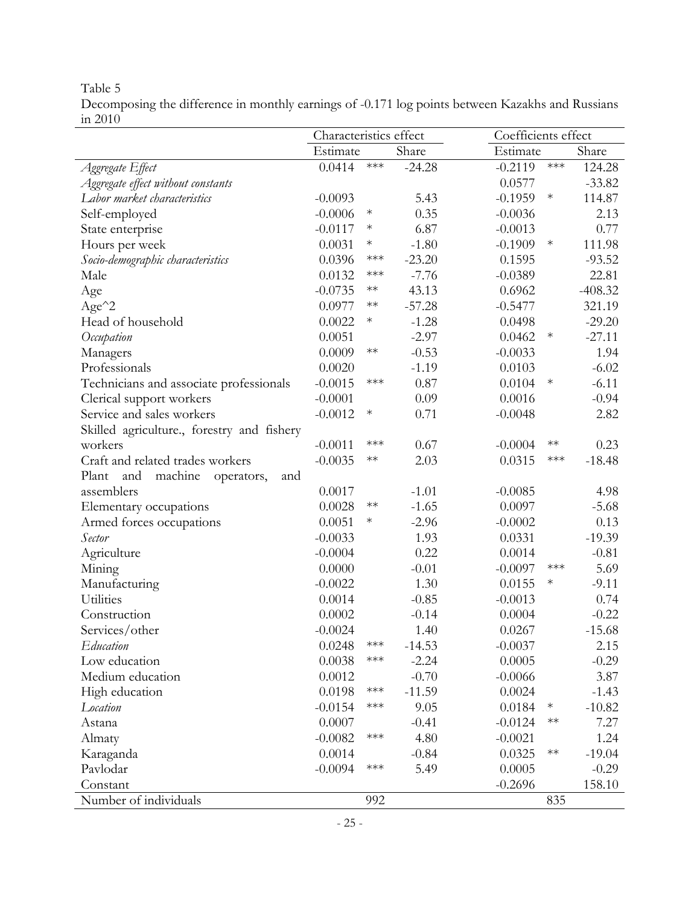Table 5

Decomposing the difference in monthly earnings of -0.171 log points between Kazakhs and Russians in 2010

| | Characteristics effect | | | Coefficients effect | | |
|---|---|---|---|---|---|---|
| | Estimate | | Share | Estimate | | Share |
| *Aggregate Effect* | 0.0414 | *** | -24.28 | -0.2119 | *** | 124.28 |
| *Aggregate effect without constants* | | | | 0.0577 | | -33.82 |
| *Labor market characteristics* | -0.0093 | | 5.43 | -0.1959 | * | 114.87 |
| Self-employed | -0.0006 | * | 0.35 | -0.0036 | | 2.13 |
| State enterprise | -0.0117 | * | 6.87 | -0.0013 | | 0.77 |
| Hours per week | 0.0031 | * | -1.80 | -0.1909 | * | 111.98 |
| *Socio-demographic characteristics* | 0.0396 | *** | -23.20 | 0.1595 | | -93.52 |
| Male | 0.0132 | *** | -7.76 | -0.0389 | | 22.81 |
| Age | -0.0735 | ** | 43.13 | 0.6962 | | -408.32 |
| Age^2 | 0.0977 | ** | -57.28 | -0.5477 | | 321.19 |
| Head of household | 0.0022 | * | -1.28 | 0.0498 | | -29.20 |
| *Occupation* | 0.0051 | | -2.97 | 0.0462 | * | -27.11 |
| Managers | 0.0009 | ** | -0.53 | -0.0033 | | 1.94 |
| Professionals | 0.0020 | | -1.19 | 0.0103 | | -6.02 |
| Technicians and associate professionals | -0.0015 | *** | 0.87 | 0.0104 | * | -6.11 |
| Clerical support workers | -0.0001 | | 0.09 | 0.0016 | | -0.94 |
| Service and sales workers | -0.0012 | * | 0.71 | -0.0048 | | 2.82 |
| Skilled agriculture., forestry and fishery workers | -0.0011 | *** | 0.67 | -0.0004 | ** | 0.23 |
| Craft and related trades workers | -0.0035 | ** | 2.03 | 0.0315 | *** | -18.48 |
| Plant and machine operators, and assemblers | 0.0017 | | -1.01 | -0.0085 | | 4.98 |
| Elementary occupations | 0.0028 | ** | -1.65 | 0.0097 | | -5.68 |
| Armed forces occupations | 0.0051 | * | -2.96 | -0.0002 | | 0.13 |
| *Sector* | -0.0033 | | 1.93 | 0.0331 | | -19.39 |
| Agriculture | -0.0004 | | 0.22 | 0.0014 | | -0.81 |
| Mining | 0.0000 | | -0.01 | -0.0097 | *** | 5.69 |
| Manufacturing | -0.0022 | | 1.30 | 0.0155 | * | -9.11 |
| Utilities | 0.0014 | | -0.85 | -0.0013 | | 0.74 |
| Construction | 0.0002 | | -0.14 | 0.0004 | | -0.22 |
| Services/other | -0.0024 | | 1.40 | 0.0267 | | -15.68 |
| *Education* | 0.0248 | *** | -14.53 | -0.0037 | | 2.15 |
| Low education | 0.0038 | *** | -2.24 | 0.0005 | | -0.29 |
| Medium education | 0.0012 | | -0.70 | -0.0066 | | 3.87 |
| High education | 0.0198 | *** | -11.59 | 0.0024 | | -1.43 |
| *Location* | -0.0154 | *** | 9.05 | 0.0184 | * | -10.82 |
| Astana | 0.0007 | | -0.41 | -0.0124 | ** | 7.27 |
| Almaty | -0.0082 | *** | 4.80 | -0.0021 | | 1.24 |
| Karaganda | 0.0014 | | -0.84 | 0.0325 | ** | -19.04 |
| Pavlodar | -0.0094 | *** | 5.49 | 0.0005 | | -0.29 |
| Constant | | | | -0.2696 | | 158.10 |
| Number of individuals | | 992 | | | 835 | |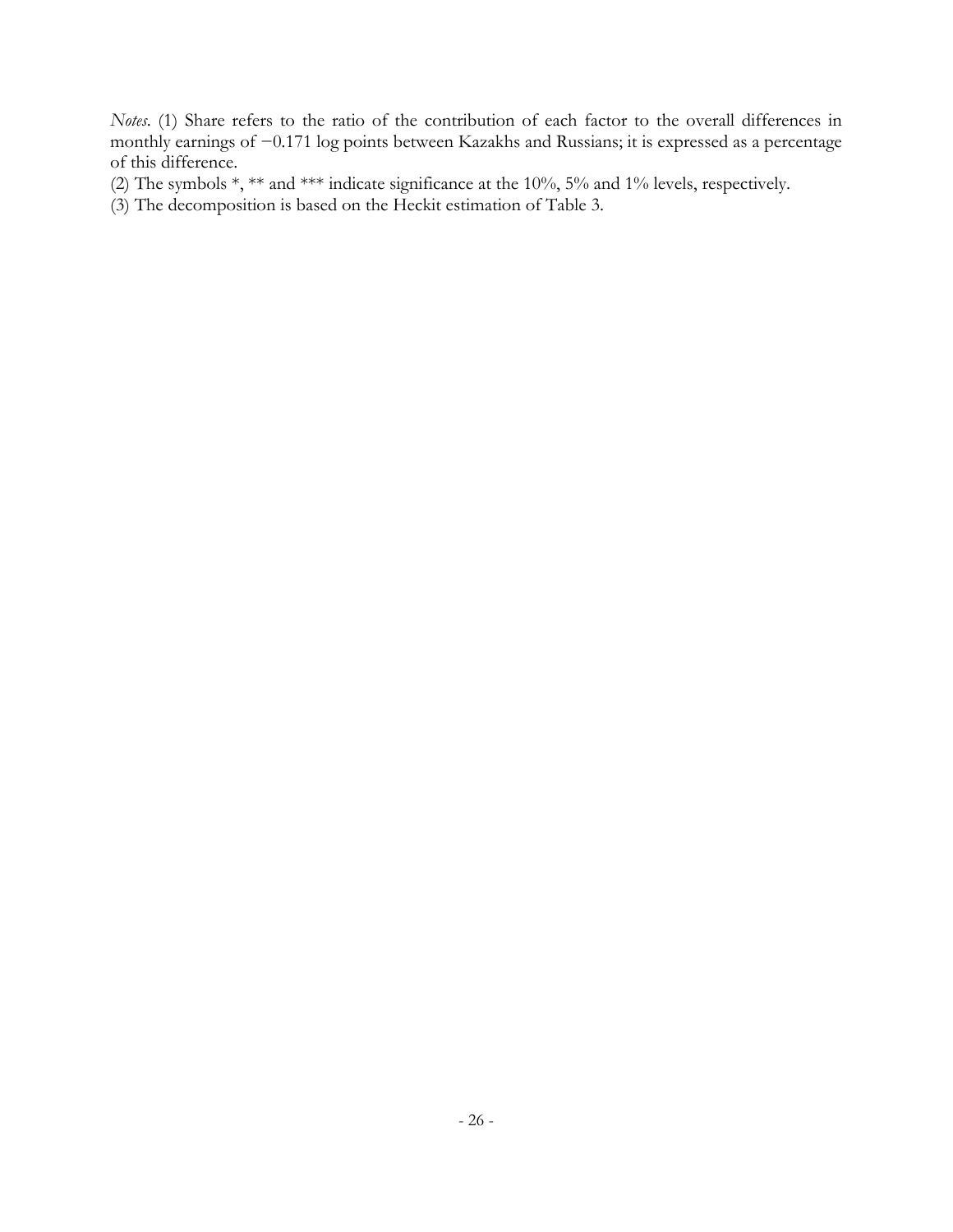*Notes*. (1) Share refers to the ratio of the contribution of each factor to the overall differences in monthly earnings of −0.171 log points between Kazakhs and Russians; it is expressed as a percentage of this difference.

(2) The symbols *, ** and *** indicate significance at the 10%, 5% and 1% levels, respectively.

(3) The decomposition is based on the Heckit estimation of Table 3.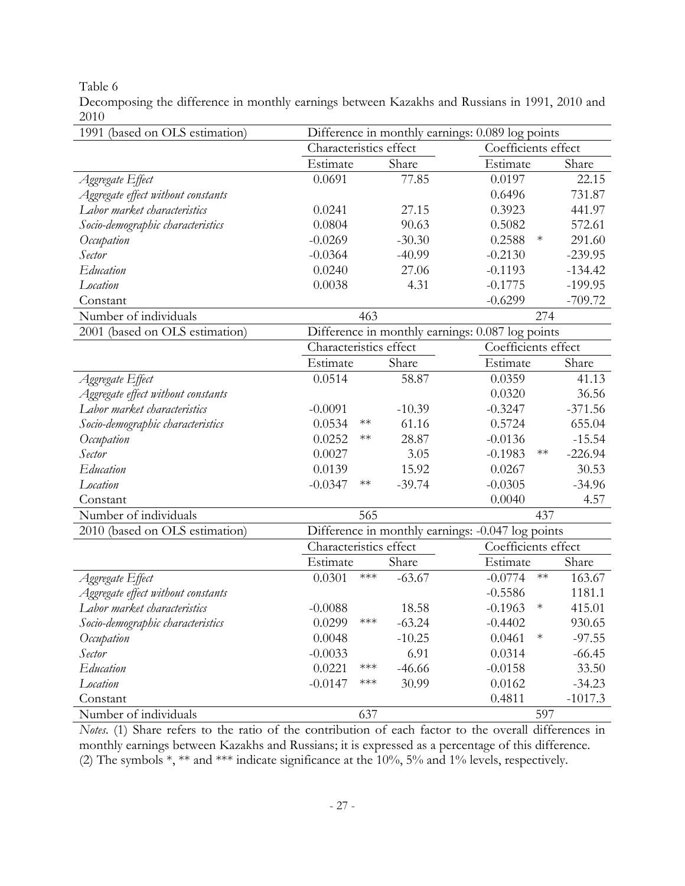Table 6

Decomposing the difference in monthly earnings between Kazakhs and Russians in 1991, 2010 and 2010

| 1991 (based on OLS estimation) | Difference in monthly earnings: 0.089 log points | | | | | |
|---|---|---|---|---|---|---|
| | Characteristics effect | | | Coefficients effect | | |
| | Estimate | | Share | Estimate | | Share |
| *Aggregate Effect* | 0.0691 | | 77.85 | 0.0197 | | 22.15 |
| *Aggregate effect without constants* | | | | 0.6496 | | 731.87 |
| *Labor market characteristics* | 0.0241 | | 27.15 | 0.3923 | | 441.97 |
| *Socio-demographic characteristics* | 0.0804 | | 90.63 | 0.5082 | | 572.61 |
| *Occupation* | -0.0269 | | -30.30 | 0.2588 | * | 291.60 |
| *Sector* | -0.0364 | | -40.99 | -0.2130 | | -239.95 |
| *Education* | 0.0240 | | 27.06 | -0.1193 | | -134.42 |
| *Location* | 0.0038 | | 4.31 | -0.1775 | | -199.95 |
| Constant | | | | -0.6299 | | -709.72 |
| Number of individuals | | 463 | | | 274 | |
| **2001 (based on OLS estimation)** | **Difference in monthly earnings: 0.087 log points** | | | | | |
| | Characteristics effect | | | Coefficients effect | | |
| | Estimate | | Share | Estimate | | Share |
| *Aggregate Effect* | 0.0514 | | 58.87 | 0.0359 | | 41.13 |
| *Aggregate effect without constants* | | | | 0.0320 | | 36.56 |
| *Labor market characteristics* | -0.0091 | | -10.39 | -0.3247 | | -371.56 |
| *Socio-demographic characteristics* | 0.0534 | ** | 61.16 | 0.5724 | | 655.04 |
| *Occupation* | 0.0252 | ** | 28.87 | -0.0136 | | -15.54 |
| *Sector* | 0.0027 | | 3.05 | -0.1983 | ** | -226.94 |
| *Education* | 0.0139 | | 15.92 | 0.0267 | | 30.53 |
| *Location* | -0.0347 | ** | -39.74 | -0.0305 | | -34.96 |
| Constant | | | | 0.0040 | | 4.57 |
| Number of individuals | | 565 | | | 437 | |
| **2010 (based on OLS estimation)** | **Difference in monthly earnings: -0.047 log points** | | | | | |
| | Characteristics effect | | | Coefficients effect | | |
| | Estimate | | Share | Estimate | | Share |
| *Aggregate Effect* | 0.0301 | *** | -63.67 | -0.0774 | ** | 163.67 |
| *Aggregate effect without constants* | | | | -0.5586 | | 1181.1 |
| *Labor market characteristics* | -0.0088 | | 18.58 | -0.1963 | * | 415.01 |
| *Socio-demographic characteristics* | 0.0299 | *** | -63.24 | -0.4402 | | 930.65 |
| *Occupation* | 0.0048 | | -10.25 | 0.0461 | * | -97.55 |
| *Sector* | -0.0033 | | 6.91 | 0.0314 | | -66.45 |
| *Education* | 0.0221 | *** | -46.66 | -0.0158 | | 33.50 |
| *Location* | -0.0147 | *** | 30.99 | 0.0162 | | -34.23 |
| Constant | | | | 0.4811 | | -1017.3 |
| Number of individuals | | 637 | | | 597 | |

*Notes*. (1) Share refers to the ratio of the contribution of each factor to the overall differences in monthly earnings between Kazakhs and Russians; it is expressed as a percentage of this difference. (2) The symbols *, ** and *** indicate significance at the 10%, 5% and 1% levels, respectively.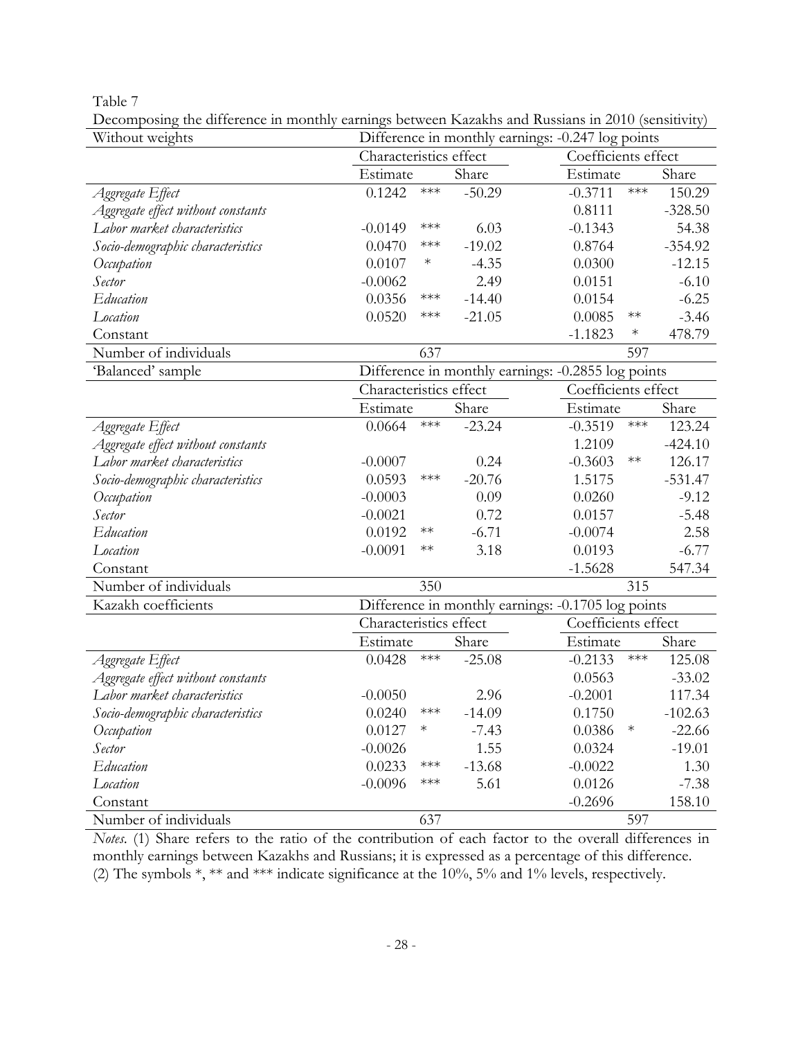Table 7

Decomposing the difference in monthly earnings between Kazakhs and Russians in 2010 (sensitivity)

| Without weights | Difference in monthly earnings: -0.247 log points | | | | | |
|---|---|---|---|---|---|---|
| | Characteristics effect | | | Coefficients effect | | |
| | Estimate | | Share | Estimate | | Share |
| *Aggregate Effect* | 0.1242 | *** | -50.29 | -0.3711 | *** | 150.29 |
| *Aggregate effect without constants* | | | | 0.8111 | | -328.50 |
| *Labor market characteristics* | -0.0149 | *** | 6.03 | -0.1343 | | 54.38 |
| *Socio-demographic characteristics* | 0.0470 | *** | -19.02 | 0.8764 | | -354.92 |
| *Occupation* | 0.0107 | * | -4.35 | 0.0300 | | -12.15 |
| *Sector* | -0.0062 | | 2.49 | 0.0151 | | -6.10 |
| *Education* | 0.0356 | *** | -14.40 | 0.0154 | | -6.25 |
| *Location* | 0.0520 | *** | -21.05 | 0.0085 | ** | -3.46 |
| Constant | | | | -1.1823 | * | 478.79 |
| Number of individuals | 637 | | | 597 | | |
| 'Balanced' sample | Difference in monthly earnings: -0.2855 log points | | | | | |
| | Characteristics effect | | | Coefficients effect | | |
| | Estimate | | Share | Estimate | | Share |
| *Aggregate Effect* | 0.0664 | *** | -23.24 | -0.3519 | *** | 123.24 |
| *Aggregate effect without constants* | | | | 1.2109 | | -424.10 |
| *Labor market characteristics* | -0.0007 | | 0.24 | -0.3603 | ** | 126.17 |
| *Socio-demographic characteristics* | 0.0593 | *** | -20.76 | 1.5175 | | -531.47 |
| *Occupation* | -0.0003 | | 0.09 | 0.0260 | | -9.12 |
| *Sector* | -0.0021 | | 0.72 | 0.0157 | | -5.48 |
| *Education* | 0.0192 | ** | -6.71 | -0.0074 | | 2.58 |
| *Location* | -0.0091 | ** | 3.18 | 0.0193 | | -6.77 |
| Constant | | | | -1.5628 | | 547.34 |
| Number of individuals | 350 | | | 315 | | |
| Kazakh coefficients | Difference in monthly earnings: -0.1705 log points | | | | | |
| | Characteristics effect | | | Coefficients effect | | |
| | Estimate | | Share | Estimate | | Share |
| *Aggregate Effect* | 0.0428 | *** | -25.08 | -0.2133 | *** | 125.08 |
| *Aggregate effect without constants* | | | | 0.0563 | | -33.02 |
| *Labor market characteristics* | -0.0050 | | 2.96 | -0.2001 | | 117.34 |
| *Socio-demographic characteristics* | 0.0240 | *** | -14.09 | 0.1750 | | -102.63 |
| *Occupation* | 0.0127 | * | -7.43 | 0.0386 | * | -22.66 |
| *Sector* | -0.0026 | | 1.55 | 0.0324 | | -19.01 |
| *Education* | 0.0233 | *** | -13.68 | -0.0022 | | 1.30 |
| *Location* | -0.0096 | *** | 5.61 | 0.0126 | | -7.38 |
| Constant | | | | -0.2696 | | 158.10 |
| Number of individuals | 637 | | | 597 | | |

*Notes*. (1) Share refers to the ratio of the contribution of each factor to the overall differences in monthly earnings between Kazakhs and Russians; it is expressed as a percentage of this difference. (2) The symbols *, ** and *** indicate significance at the 10%, 5% and 1% levels, respectively.